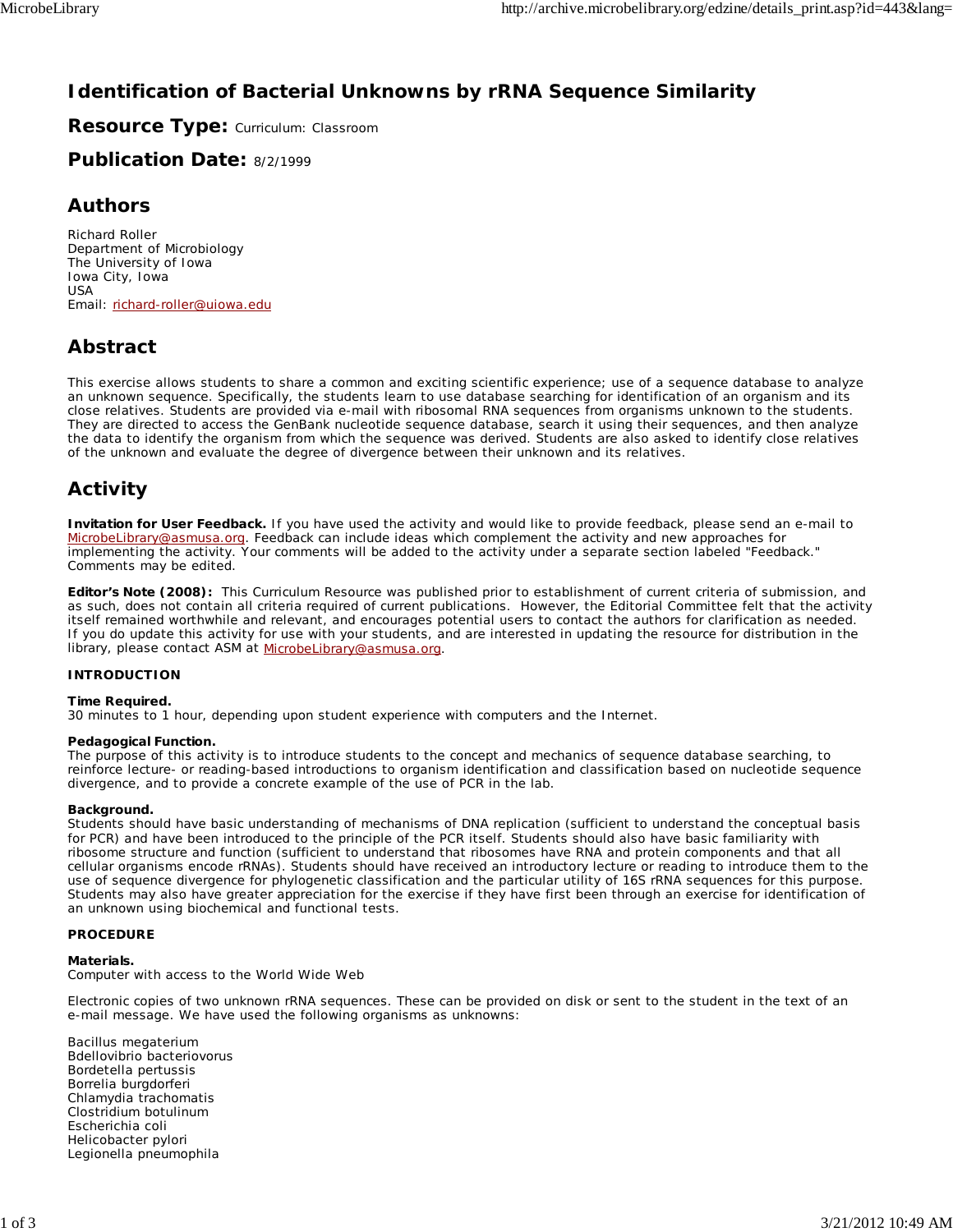# Identification of Bacterial Unknowns by rRNA Sequence Similarity

## Resource Type: Curriculum: Classroom

## Publication Date: 8/2/1999

## Authors

Richard Roller
Department of Microbiology
The University of Iowa
Iowa City, Iowa
USA
Email: richard-roller@uiowa.edu

## Abstract

This exercise allows students to share a common and exciting scientific experience; use of a sequence database to analyze an unknown sequence. Specifically, the students learn to use database searching for identification of an organism and its close relatives. Students are provided via e-mail with ribosomal RNA sequences from organisms unknown to the students. They are directed to access the GenBank nucleotide sequence database, search it using their sequences, and then analyze the data to identify the organism from which the sequence was derived. Students are also asked to identify close relatives of the unknown and evaluate the degree of divergence between their unknown and its relatives.

## Activity

**Invitation for User Feedback.** If you have used the activity and would like to provide feedback, please send an e-mail to MicrobeLibrary@asmusa.org. Feedback can include ideas which complement the activity and new approaches for implementing the activity. Your comments will be added to the activity under a separate section labeled "Feedback." Comments may be edited.

**Editor's Note (2008):** This Curriculum Resource was published prior to establishment of current criteria of submission, and as such, does not contain all criteria required of current publications. However, the Editorial Committee felt that the activity itself remained worthwhile and relevant, and encourages potential users to contact the authors for clarification as needed. If you do update this activity for use with your students, and are interested in updating the resource for distribution in the library, please contact ASM at MicrobeLibrary@asmusa.org.

**INTRODUCTION**

**Time Required.**
30 minutes to 1 hour, depending upon student experience with computers and the Internet.

**Pedagogical Function.**
The purpose of this activity is to introduce students to the concept and mechanics of sequence database searching, to reinforce lecture- or reading-based introductions to organism identification and classification based on nucleotide sequence divergence, and to provide a concrete example of the use of PCR in the lab.

**Background.**
Students should have basic understanding of mechanisms of DNA replication (sufficient to understand the conceptual basis for PCR) and have been introduced to the principle of the PCR itself. Students should also have basic familiarity with ribosome structure and function (sufficient to understand that ribosomes have RNA and protein components and that all cellular organisms encode rRNAs). Students should have received an introductory lecture or reading to introduce them to the use of sequence divergence for phylogenetic classification and the particular utility of 16S rRNA sequences for this purpose. Students may also have greater appreciation for the exercise if they have first been through an exercise for identification of an unknown using biochemical and functional tests.

**PROCEDURE**

**Materials.**
Computer with access to the World Wide Web

Electronic copies of two unknown rRNA sequences. These can be provided on disk or sent to the student in the text of an e-mail message. We have used the following organisms as unknowns:

Bacillus megaterium
Bdellovibrio bacteriovorus
Bordetella pertussis
Borrelia burgdorferi
Chlamydia trachomatis
Clostridium botulinum
Escherichia coli
Helicobacter pylori
Legionella pneumophila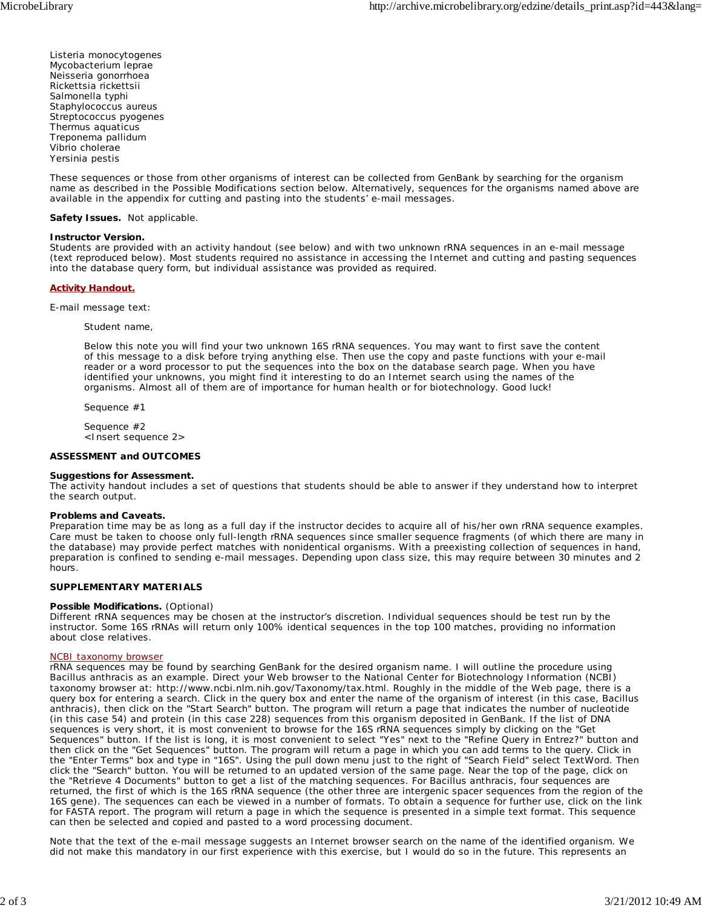Listeria monocytogenes
Mycobacterium leprae
Neisseria gonorrhoea
Rickettsia rickettsii
Salmonella typhi
Staphylococcus aureus
Streptococcus pyogenes
Thermus aquaticus
Treponema pallidum
Vibrio cholerae
Yersinia pestis

These sequences or those from other organisms of interest can be collected from GenBank by searching for the organism name as described in the Possible Modifications section below. Alternatively, sequences for the organisms named above are available in the appendix for cutting and pasting into the students' e-mail messages.

**Safety Issues.** Not applicable.

**Instructor Version.**
Students are provided with an activity handout (see below) and with two unknown rRNA sequences in an e-mail message (text reproduced below). Most students required no assistance in accessing the Internet and cutting and pasting sequences into the database query form, but individual assistance was provided as required.

**Activity Handout.**

E-mail message text:

> Student name,
>
> Below this note you will find your two unknown 16S rRNA sequences. You may want to first save the content of this message to a disk before trying anything else. Then use the copy and paste functions with your e-mail reader or a word processor to put the sequences into the box on the database search page. When you have identified your unknowns, you might find it interesting to do an Internet search using the names of the organisms. Almost all of them are of importance for human health or for biotechnology. Good luck!
>
> Sequence #1
>
> Sequence #2
> <Insert sequence 2>

**ASSESSMENT and OUTCOMES**

**Suggestions for Assessment.**
The activity handout includes a set of questions that students should be able to answer if they understand how to interpret the search output.

**Problems and Caveats.**
Preparation time may be as long as a full day if the instructor decides to acquire all of his/her own rRNA sequence examples. Care must be taken to choose only full-length rRNA sequences since smaller sequence fragments (of which there are many in the database) may provide perfect matches with nonidentical organisms. With a preexisting collection of sequences in hand, preparation is confined to sending e-mail messages. Depending upon class size, this may require between 30 minutes and 2 hours.

**SUPPLEMENTARY MATERIALS**

**Possible Modifications.** (Optional)
Different rRNA sequences may be chosen at the instructor's discretion. Individual sequences should be test run by the instructor. Some 16S rRNAs will return only 100% identical sequences in the top 100 matches, providing no information about close relatives.

NCBI taxonomy browser
rRNA sequences may be found by searching GenBank for the desired organism name. I will outline the procedure using Bacillus anthracis as an example. Direct your Web browser to the National Center for Biotechnology Information (NCBI) taxonomy browser at: http://www.ncbi.nlm.nih.gov/Taxonomy/tax.html. Roughly in the middle of the Web page, there is a query box for entering a search. Click in the query box and enter the name of the organism of interest (in this case, Bacillus anthracis), then click on the "Start Search" button. The program will return a page that indicates the number of nucleotide (in this case 54) and protein (in this case 228) sequences from this organism deposited in GenBank. If the list of DNA sequences is very short, it is most convenient to browse for the 16S rRNA sequences simply by clicking on the "Get Sequences" button. If the list is long, it is most convenient to select "Yes" next to the "Refine Query in Entrez?" button and then click on the "Get Sequences" button. The program will return a page in which you can add terms to the query. Click in the "Enter Terms" box and type in "16S". Using the pull down menu just to the right of "Search Field" select TextWord. Then click the "Search" button. You will be returned to an updated version of the same page. Near the top of the page, click on the "Retrieve 4 Documents" button to get a list of the matching sequences. For Bacillus anthracis, four sequences are returned, the first of which is the 16S rRNA sequence (the other three are intergenic spacer sequences from the region of the 16S gene). The sequences can each be viewed in a number of formats. To obtain a sequence for further use, click on the link for FASTA report. The program will return a page in which the sequence is presented in a simple text format. This sequence can then be selected and copied and pasted to a word processing document.

Note that the text of the e-mail message suggests an Internet browser search on the name of the identified organism. We did not make this mandatory in our first experience with this exercise, but I would do so in the future. This represents an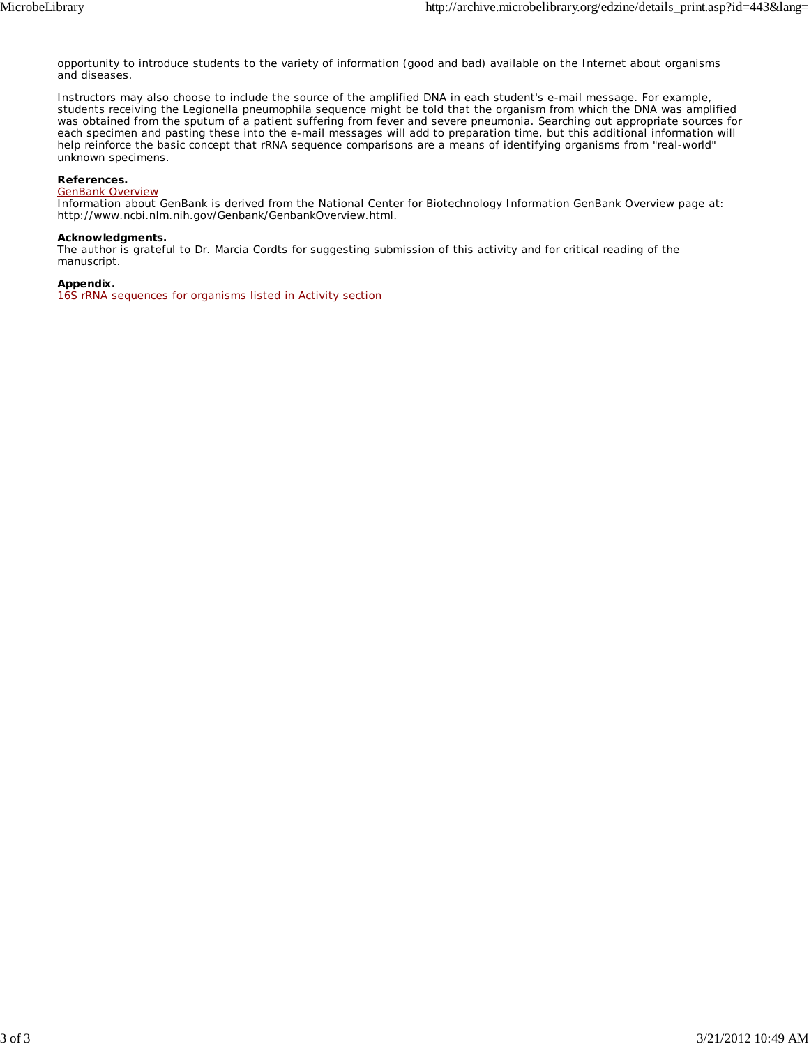opportunity to introduce students to the variety of information (good and bad) available on the Internet about organisms and diseases.

Instructors may also choose to include the source of the amplified DNA in each student's e-mail message. For example, students receiving the Legionella pneumophila sequence might be told that the organism from which the DNA was amplified was obtained from the sputum of a patient suffering from fever and severe pneumonia. Searching out appropriate sources for each specimen and pasting these into the e-mail messages will add to preparation time, but this additional information will help reinforce the basic concept that rRNA sequence comparisons are a means of identifying organisms from "real-world" unknown specimens.

**References.**

GenBank Overview

Information about GenBank is derived from the National Center for Biotechnology Information GenBank Overview page at: http://www.ncbi.nlm.nih.gov/Genbank/GenbankOverview.html.

**Acknowledgments.**

The author is grateful to Dr. Marcia Cordts for suggesting submission of this activity and for critical reading of the manuscript.

**Appendix.**

16S rRNA sequences for organisms listed in Activity section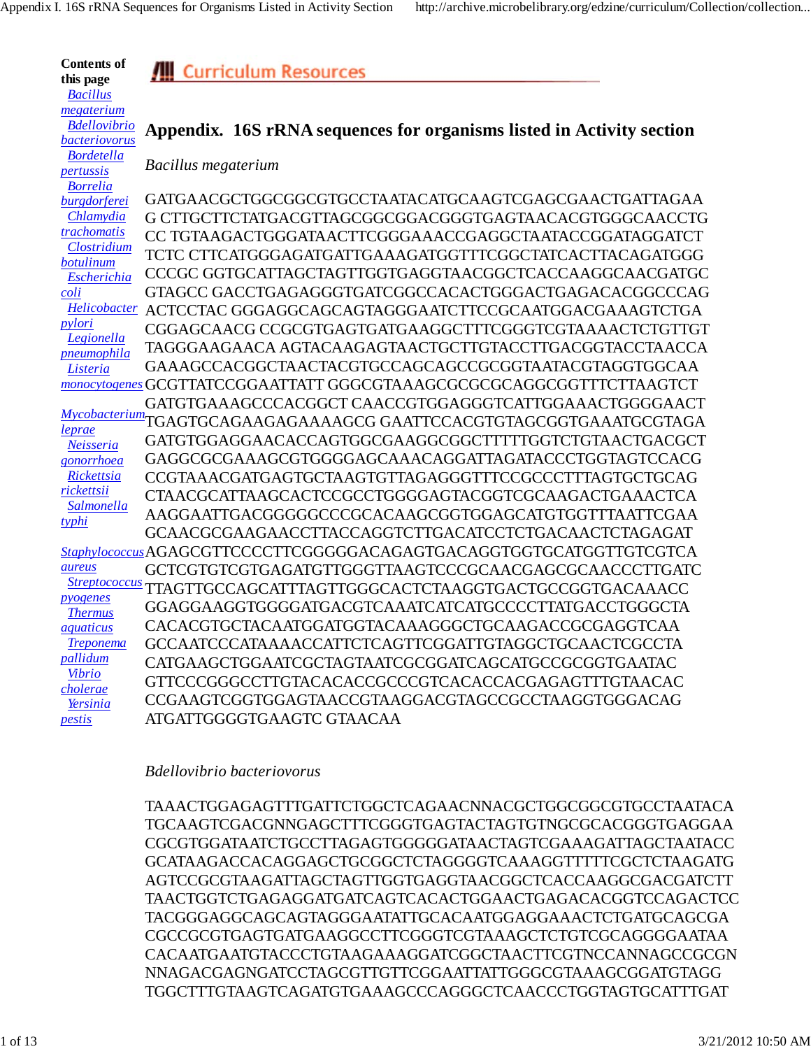**Contents of this page**

- *Bacillus megaterium*
- *Bdellovibrio bacteriovorus*
- *Bordetella pertussis*
- *Borrelia burgdorferei*
- *Chlamydia trachomatis*
- *Clostridium botulinum*
- *Escherichia coli*
- *Helicobacter pylori*
- *Legionella pneumophila*
- *Listeria monocytogenes*
- *Mycobacterium leprae*
- *Neisseria gonorrhoea*
- *Rickettsia rickettsii*
- *Salmonella typhi*
- *Staphylococcus aureus*
- *Streptococcus pyogenes*
- *Thermus aquaticus*
- *Treponema pallidum*
- *Vibrio cholerae*
- *Yersinia pestis*

Curriculum Resources

# Appendix. 16S rRNA sequences for organisms listed in Activity section

## *Bacillus megaterium*

GATGAACGCTGGCGGCGTGCCTAATACATGCAAGTCGAGCGAACTGATTAGAA
G CTTGCTTCTATGACGTTAGCGGCGGACGGGTGAGTAACACGTGGGCAACCTG
CC TGTAAGACTGGGATAACTTCGGGAAACCGAGGCTAATACCGGATAGGATCT
TCTC CTTCATGGGAGATGATTGAAAGATGGTTTCGGCTATCACTTACAGATGGG
CCCGC GGTGCATTAGCTAGTTGGTGAGGTAACGGCTCACCAAGGCAACGATGC
GTAGCC GACCTGAGAGGGTGATCGGCCACACTGGGACTGAGACACGGCCCAG
ACTCCTAC GGGAGGCAGCAGTAGGGAATCTTCCGCAATGGACGAAAGTCTGA
CGGAGCAACG CCGCGTGAGTGATGAAGGCTTTCGGGTCGTAAAACTCTGTTGT
TAGGGAAGAACA AGTACAAGAGTAACTGCTTGTACCTTGACGGTACCTAACCA
GAAAGCCACGGCTAACTACGTGCCAGCAGCCGCGGTAATACGTAGGTGGCAA
GCGTTATCCGGAATTATT GGGCGTAAAGCGCGCGCAGGCGGTTTCTTAAGTCT
GATGTGAAAGCCCACGGCT CAACCGTGGAGGGTCATTGGAAACTGGGGAACT
TGAGTGCAGAAGAGAAAAGCG GAATTCCACGTGTAGCGGTGAAATGCGTAGA
GATGTGGAGGAACACCAGTGGCGAAGGCGGCTTTTTGGTCTGTAACTGACGCT
GAGGCGCGAAAGCGTGGGGAGCAAACAGGATTAGATACCCTGGTAGTCCACG
CCGTAAACGATGAGTGCTAAGTGTTAGAGGGTTTCCGCCCTTTAGTGCTGCAG
CTAACGCATTAAGCACTCCGCCTGGGGAGTACGGTCGCAAGACTGAAACTCA
AAGGAATTGACGGGGGCCCGCACAAGCGGTGGAGCATGTGGTTTAATTCGAA
GCAACGCGAAGAACCTTACCAGGTCTTGACATCCTCTGACAACTCTAGAGAT
AGAGCGTTCCCCTTCGGGGGACAGAGTGACAGGTGGTGCATGGTTGTCGTCA
GCTCGTGTCGTGAGATGTTGGGTTAAGTCCCGCAACGAGCGCAACCCTTGATC
TTAGTTGCCAGCATTTAGTTGGGCACTCTAAGGTGACTGCCGGTGACAAACC
GGAGGAAGGTGGGGATGACGTCAAATCATCATGCCCCTTATGACCTGGGCTA
CACACGTGCTACAATGGATGGTACAAAGGGCTGCAAGACCGCGAGGTCAA
GCCAATCCCATAAAACCATTCTCAGTTCGGATTGTAGGCTGCAACTCGCCTA
CATGAAGCTGGAATCGCTAGTAATCGCGGATCAGCATGCCGCGGTGAATAC
GTTCCCGGGCCTTGTACACACCGCCCGTCACACCACGAGAGTTTGTAACAC
CCGAAGTCGGTGGAGTAACCGTAAGGACGTAGCCGCCTAAGGTGGGACAG
ATGATTGGGGTGAAGTC GTAACAA

## *Bdellovibrio bacteriovorus*

TAAACTGGAGAGTTTGATTCTGGCTCAGAACNNACGCTGGCGGCGTGCCTAATACA
TGCAAGTCGACGNNGAGCTTTCGGGTGAGTACTAGTGTNGCGCACGGGTGAGGAA
CGCGTGGATAATCTGCCTTAGAGTGGGGGATAACTAGTCGAAAGATTAGCTAATACC
GCATAAGACCACAGGAGCTGCGGCTCTAGGGGTCAAAGGTTTTTCGCTCTAAGATG
AGTCCGCGTAAGATTAGCTAGTTGGTGAGGTAACGGCTCACCAAGGCGACGATCTT
TAACTGGTCTGAGAGGATGATCAGTCACACTGGAACTGAGACACGGTCCAGACTCC
TACGGGAGGCAGCAGTAGGGAATATTGCACAATGGAGGAAACTCTGATGCAGCGA
CGCCGCGTGAGTGATGAAGGCCTTCGGGTCGTAAAGCTCTGTCGCAGGGGAATAA
CACAATGAATGTACCCTGTAAGAAAGGATCGGCTAACTTCGTNCCANNAGCCGCGN
NNAGACGAGNGATCCTAGCGTTGTTCGGAATTATTGGGCGTAAAGCGGATGTAGG
TGGCTTTGTAAGTCAGATGTGAAAGCCCAGGGCTCAACCCTGGTAGTGCATTTGAT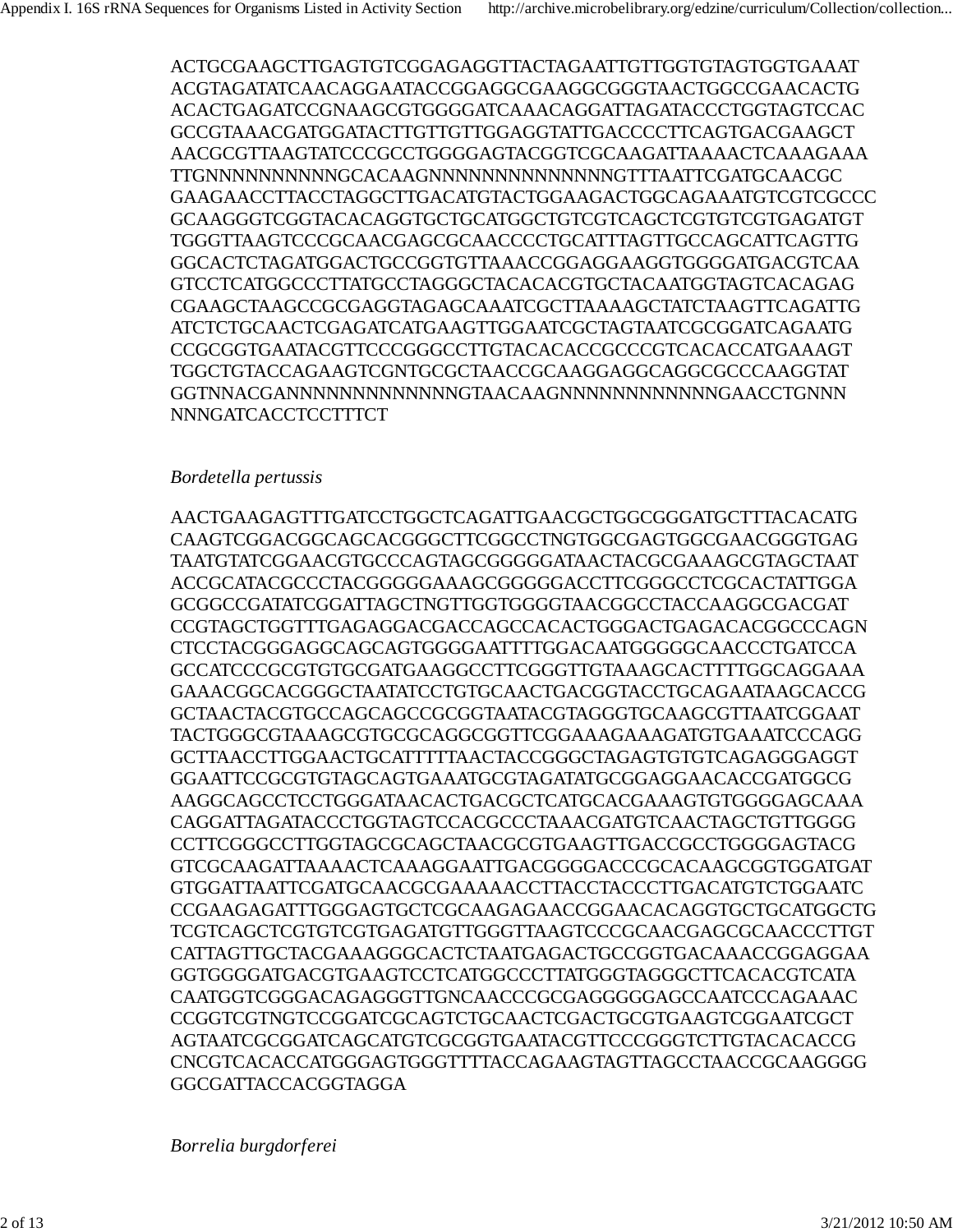ACTGCGAAGCTTGAGTGTCGGAGAGGTTACTAGAATTGTTGGTGTAGTGGTGAAAT
ACGTAGATATCAACAGGAATACCGGAGGCGAAGGCGGGTAACTGGCCGAACACTG
ACACTGAGATCCGNAAGCGTGGGGATCAAACAGGATTAGATACCCTGGTAGTCCAC
GCCGTAAACGATGGATACTTGTTGTTGGAGGTATTGACCCCTTCAGTGACGAAGCT
AACGCGTTAAGTATCCCGCCTGGGGAGTACGGTCGCAAGATTAAAACTCAAAGAAA
TTGNNNNNNNNNNNGCACAAGNNNNNNNNNNNNNNNGTTTAATTCGATGCAACGC
GAAGAACCTTACCTAGGCTTGACATGTACTGGAAGACTGGCAGAAATGTCGTCGCCC
GCAAGGGTCGGTACACAGGTGCTGCATGGCTGTCGTCAGCTCGTGTCGTGAGATGT
TGGGTTAAGTCCCGCAACGAGCGCAACCCCTGCATTTAGTTGCCAGCATTCAGTTG
GGCACTCTAGATGGACTGCCGGTGTTAAACCGGAGGAAGGTGGGGATGACGTCAA
GTCCTCATGGCCCTTATGCCTAGGGCTACACACGTGCTACAATGGTAGTCACAGAG
CGAAGCTAAGCCGCGAGGTAGAGCAAATCGCTTAAAAGCTATCTAAGTTCAGATTG
ATCTCTGCAACTCGAGATCATGAAGTTGGAATCGCTAGTAATCGCGGATCAGAATG
CCGCGGTGAATACGTTCCCGGGCCTTGTACACACCGCCCGTCACACCATGAAAGT
TGGCTGTACCAGAAGTCGNTGCGCTAACCGCAAGGAGGCAGGCGCCCAAGGTAT
GGTNNACGANNNNNNNNNNNNNNNGTAACAAGNNNNNNNNNNNNNGAACCTGNNN
NNNGATCACCTCCTTTCT

*Bordetella pertussis*

AACTGAAGAGTTTGATCCTGGCTCAGATTGAACGCTGGCGGGATGCTTTACACATG
CAAGTCGGACGGCAGCACGGGCTTCGGCCTNGTGGCGAGTGGCGAACGGGTGAG
TAATGTATCGGAACGTGCCCAGTAGCGGGGGATAACTACGCGAAAGCGTAGCTAAT
ACCGCATACGCCCTACGGGGGAAAGCGGGGGACCTTCGGGCCTCGCACTATTGGA
GCGGCCGATATCGGATTAGCTNGTTGGTGGGGTAACGGCCTACCAAGGCGACGAT
CCGTAGCTGGTTTGAGAGGACGACCAGCCACACTGGGACTGAGACACGGCCCAGN
CTCCTACGGGAGGCAGCAGTGGGGAATTTTGGACAATGGGGGCAACCCTGATCCA
GCCATCCCGCGTGTGCGATGAAGGCCTTCGGGTTGTAAAGCACTTTTGGCAGGAAA
GAAACGGCACGGGCTAATATCCTGTGCAACTGACGGTACCTGCAGAATAAGCACCG
GCTAACTACGTGCCAGCAGCCGCGGTAATACGTAGGGTGCAAGCGTTAATCGGAAT
TACTGGGCGTAAAGCGTGCGCAGGCGGTTCGGAAAGAAAGATGTGAAATCCCAGG
GCTTAACCTTGGAACTGCATTTTTAACTACCGGGCTAGAGTGTGTCAGAGGGAGGT
GGAATTCCGCGTGTAGCAGTGAAATGCGTAGATATGCGGAGGAACACCGATGGCG
AAGGCAGCCTCCTGGGATAACACTGACGCTCATGCACGAAAGTGTGGGGAGCAAA
CAGGATTAGATACCCTGGTAGTCCACGCCCTAAACGATGTCAACTAGCTGTTGGGG
CCTTCGGGCCTTGGTAGCGCAGCTAACGCGTGAAGTTGACCGCCTGGGGAGTACG
GTCGCAAGATTAAAACTCAAAGGAATTGACGGGGACCCGCACAAGCGGTGGATGAT
GTGGATTAATTCGATGCAACGCGAAAAACCTTACCTACCCTTGACATGTCTGGAATC
CCGAAGAGATTTGGGAGTGCTCGCAAGAGAACCGGAACACAGGTGCTGCATGGCTG
TCGTCAGCTCGTGTCGTGAGATGTTGGGTTAAGTCCCGCAACGAGCGCAACCCTTGT
CATTAGTTGCTACGAAAGGGCACTCTAATGAGACTGCCGGTGACAAACCGGAGGAA
GGTGGGGATGACGTGAAGTCCTCATGGCCCTTATGGGTAGGGCTTCACACGTCATA
CAATGGTCGGGACAGAGGGTTGNCAACCCGCGAGGGGGAGCCAATCCCAGAAAC
CCGGTCGTNGTCCGGATCGCAGTCTGCAACTCGACTGCGTGAAGTCGGAATCGCT
AGTAATCGCGGATCAGCATGTCGCGGTGAATACGTTCCCGGGTCTTGTACACACCG
CNCGTCACACCATGGGAGTGGGTTTTACCAGAAGTAGTTAGCCTAACCGCAAGGGG
GGCGATTACCACGGTAGGA

*Borrelia burgdorferei*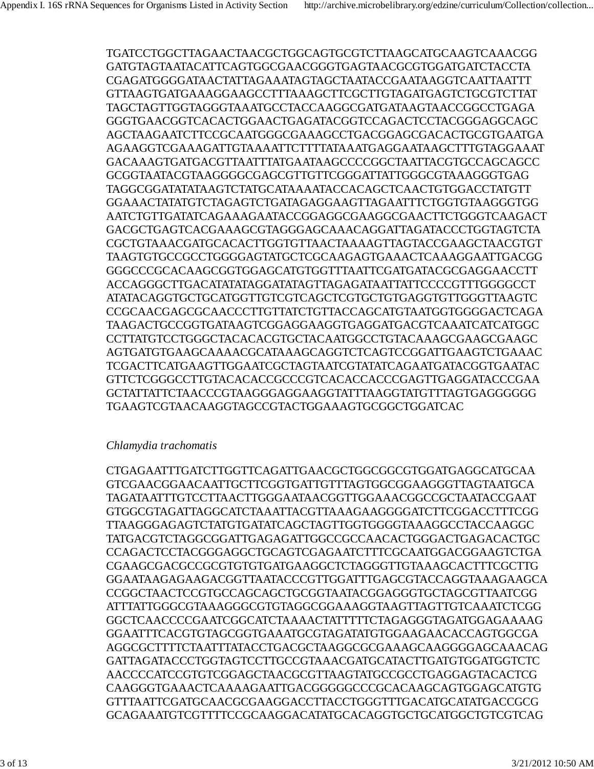TGATCCTGGCTTAGAACTAACGCTGGCAGTGCGTCTTAAGCATGCAAGTCAAACGG
GATGTAGTAATACATTCAGTGGCGAACGGGTGAGTAACGCGTGGATGATCTACCTA
CGAGATGGGGATAACTATTAGAAATAGTAGCTAATACCGAATAAGGTCAATTAATTT
GTTAAGTGATGAAAGGAAGCCTTTAAAGCTTCGCTTGTAGATGAGTCTGCGTCTTAT
TAGCTAGTTGGTAGGGTAAATGCCTACCAAGGCGATGATAAGTAACCGGCCTGAGA
GGGTGAACGGTCACACTGGAACTGAGATACGGTCCAGACTCCTACGGGAGGCAGC
AGCTAAGAATCTTCCGCAATGGGCGAAAGCCTGACGGAGCGACACTGCGTGAATGA
AGAAGGTCGAAAGATTGTAAAATTCTTTTATAAATGAGGAATAAGCTTTGTAGGAAAT
GACAAAGTGATGACGTTAATTTATGAATAAGCCCCGGCTAATTACGTGCCAGCAGCC
GCGGTAATACGTAAGGGGCGAGCGTTGTTCGGGATTATTGGGCGTAAAGGGTGAG
TAGGCGGATATATAAGTCTATGCATAAAATACCACAGCTCAACTGTGGACCTATGTT
GGAAACTATATGTCTAGAGTCTGATAGAGGAAGTTAGAATTTCTGGTGTAAGGGTGG
AATCTGTTGATATCAGAAAGAATACCGGAGGCGAAGGCGAACTTCTGGGTCAAGACT
GACGCTGAGTCACGAAAGCGTAGGGAGCAAACAGGATTAGATACCCTGGTAGTCTA
CGCTGTAAACGATGCACACTTGGTGTTAACTAAAAGTTAGTACCGAAGCTAACGTGT
TAAGTGTGCCGCCTGGGGAGTATGCTCGCAAGAGTGAAACTCAAAGGAATTGACGG
GGGCCCGCACAAGCGGTGGAGCATGTGGTTTAATTCGATGATACGCGAGGAACCTT
ACCAGGGCTTGACATATATAGGATATAGTTAGAGATAATTATTCCCCGTTTGGGGCCT
ATATACAGGTGCTGCATGGTTGTCGTCAGCTCGTGCTGTGAGGTGTTGGGTTAAGTC
CCGCAACGAGCGCAACCCTTGTTATCTGTTACCAGCATGTAATGGTGGGGACTCAGA
TAAGACTGCCGGTGATAAGTCGGAGGAAGGTGAGGATGACGTCAAATCATCATGGC
CCTTATGTCCTGGGCTACACACGTGCTACAATGGCCTGTACAAAGCGAAGCGAAGC
AGTGATGTGAAGCAAAACGCATAAAGCAGGTCTCAGTCCGGATTGAAGTCTGAAAC
TCGACTTCATGAAGTTGGAATCGCTAGTAATCGTATATCAGAATGATACGGTGAATAC
GTTCTCGGGCCTTGTACACACCGCCCGTCACACCACCCGAGTTGAGGATACCCGAA
GCTATTATTCTAACCCGTAAGGGAGGAAGGTATTTAAGGTATGTTTAGTGAGGGGGG
TGAAGTCGTAACAAGGTAGCCGTACTGGAAAGTGCGGCTGGATCAC

*Chlamydia trachomatis*

CTGAGAATTTGATCTTGGTTCAGATTGAACGCTGGCGGCGTGGATGAGGCATGCAA
GTCGAACGGAACAATTGCTTCGGTGATTGTTTAGTGGCGGAAGGGTTAGTAATGCA
TAGATAATTTGTCCTTAACTTGGGAATAACGGTTGGAAACGGCCGCTAATACCGAAT
GTGGCGTAGATTAGGCATCTAAATTACGTTAAAGAAGGGGATCTTCGGACCTTTCGG
TTAAGGGAGAGTCTATGTGATATCAGCTAGTTGGTGGGGTAAAGGCCTACCAAGGC
TATGACGTCTAGGCGGATTGAGAGATTGGCCGCCAACACTGGGACTGAGACACTGC
CCAGACTCCTACGGGAGGCTGCAGTCGAGAATCTTTCGCAATGGACGGAAGTCTGA
CGAAGCGACGCCGCGTGTGTGATGAAGGCTCTAGGGTTGTAAAGCACTTTCGCTTG
GGAATAAGAGAAGACGGTTAATACCCGTTGGATTTGAGCGTACCAGGTAAAGAAGCA
CCGGCTAACTCCGTGCCAGCAGCTGCGGTAATACGGAGGGTGCTAGCGTTAATCGG
ATTTATTGGGCGTAAAGGGCGTGTAGGCGGAAAGGTAAGTTAGTTGTCAAATCTCGG
GGCTCAACCCCGAATCGGCATCTAAAACTATTTTTCTAGAGGGTAGATGGAGAAAAG
GGAATTTCACGTGTAGCGGTGAAATGCGTAGATATGTGGAAGAACACCAGTGGCGA
AGGCGCTTTTCTAATTTATACCTGACGCTAAGGCGCGAAAGCAAGGGGAGCAAACAG
GATTAGATACCCTGGTAGTCCTTGCCGTAAACGATGCATACTTGATGTGGATGGTCTC
AACCCCATCCGTGTCGGAGCTAACGCGTTAAGTATGCCGCCTGAGGAGTACACTCG
CAAGGGTGAAACTCAAAAGAATTGACGGGGGCCCGCACAAGCAGTGGAGCATGTG
GTTTAATTCGATGCAACGCGAAGGACCTTACCTGGGTTTGACATGCATATGACCGCG
GCAGAAATGTCGTTTTCCGCAAGGACATATGCACAGGTGCTGCATGGCTGTCGTCAG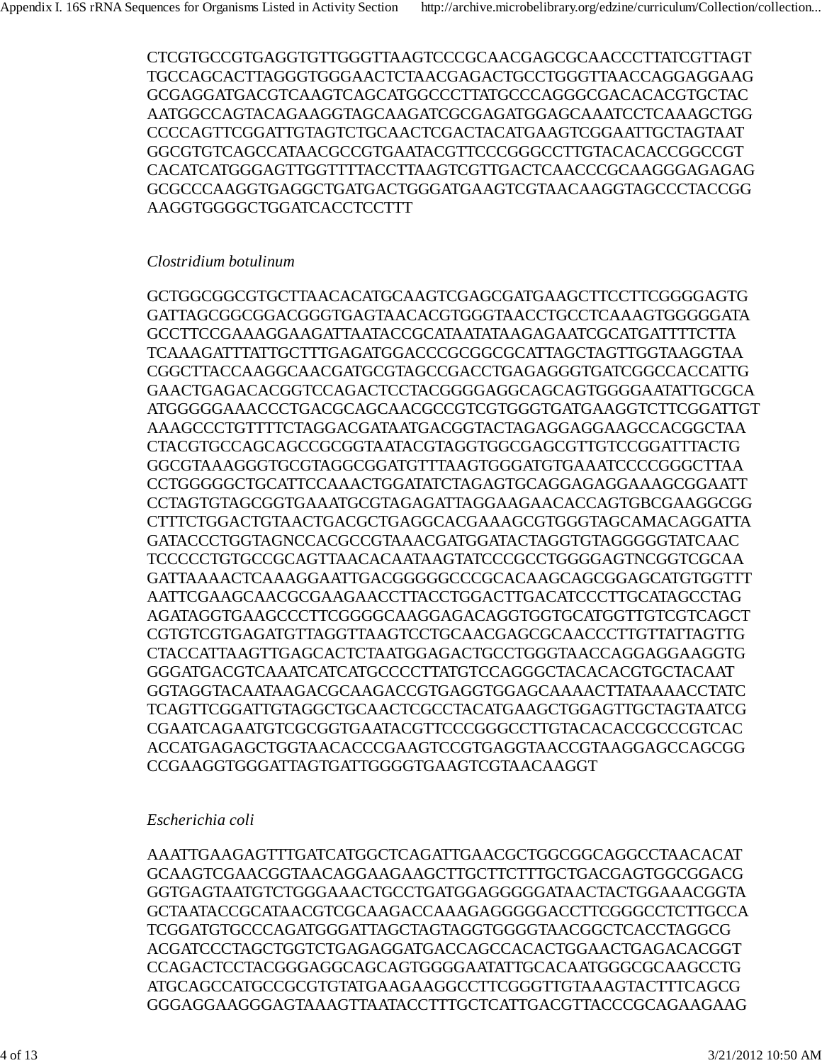CTCGTGCCGTGAGGTGTTGGGTTAAGTCCCGCAACGAGCGCAACCCTTATCGTTAGT
TGCCAGCACTTAGGGTGGGAACTCTAACGAGACTGCCTGGGTTAACCAGGAGGAAG
GCGAGGATGACGTCAAGTCAGCATGGCCCTTATGCCCAGGGCGACACACGTGCTAC
AATGGCCAGTACAGAAGGTAGCAAGATCGCGAGATGGAGCAAATCCTCAAAGCTGG
CCCCAGTTCGGATTGTAGTCTGCAACTCGACTACATGAAGTCGGAATTGCTAGTAAT
GGCGTGTCAGCCATAACGCCGTGAATACGTTCCCGGGCCTTGTACACACCGGCCGT
CACATCATGGGAGTTGGTTTTACCTTAAGTCGTTGACTCAACCCGCAAGGGAGAGAG
GCGCCCAAGGTGAGGCTGATGACTGGGATGAAGTCGTAACAAGGTAGCCCTACCGG
AAGGTGGGGCTGGATCACCTCCTTT

*Clostridium botulinum*

GCTGGCGGCGTGCTTAACACATGCAAGTCGAGCGATGAAGCTTCCTTCGGGGAGTG
GATTAGCGGCGGACGGGTGAGTAACACGTGGGTAACCTGCCTCAAAGTGGGGGATA
GCCTTCCGAAAGGAAGATTAATACCGCATAATATAAGAGAATCGCATGATTTTCTTA
TCAAAGATTTATTGCTTTGAGATGGACCCGCGGCGCATTAGCTAGTTGGTAAGGTAA
CGGCTTACCAAGGCAACGATGCGTAGCCGACCTGAGAGGGTGATCGGCCACCATTG
GAACTGAGACACGGTCCAGACTCCTACGGGAGGCAGCAGTGGGGAATATTGCGCA
ATGGGGGAAACCCTGACGCAGCAACGCCGTCGTGGGTGATGAAGGTCTTCGGATTGT
AAAGCCCTGTTTTCTAGGACGATAATGACGGTACTAGAGGAGGAAGCCACGGCTAA
CTACGTGCCAGCAGCCGCGGTAATACGTAGGTGGCGAGCGTTGTCCGGATTTACTG
GGCGTAAAGGGTGCGTAGGCGGATGTTTAAGTGGGATGTGAAATCCCCGGGCTTAA
CCTGGGGGCTGCATTCCAAACTGGATATCTAGAGTGCAGGAGAGGAAAGCGGAATT
CCTAGTGTAGCGGTGAAATGCGTAGAGATTAGGAAGAACACCAGTGBCGAAGGCGG
CTTTCTGGACTGTAACTGACGCTGAGGCACGAAAGCGTGGGTAGCAMACAGGATTA
GATACCCTGGTAGNCCACGCCGTAAACGATGGATACTAGGTGTAGGGGGTATCAAC
TCCCCCTGTGCCGCAGTTAACACAATAAGTATCCCGCCTGGGGAGTNCGGTCGCAA
GATTAAAACTCAAAGGAATTGACGGGGGCCCGCACAAGCAGCGGAGCATGTGGTTT
AATTCGAAGCAACGCGAAGAACCTTACCTGGACTTGACATCCCTTGCATAGCCTAG
AGATAGGTGAAGCCCTTCGGGGCAAGGAGACAGGTGGTGCATGGTTGTCGTCAGCT
CGTGTCGTGAGATGTTAGGTTAAGTCCTGCAACGAGCGCAACCCTTGTTATTAGTTG
CTACCATTAAGTTGAGCACTCTAATGGAGACTGCCTGGGTAACCAGGAGGAAGGTG
GGGATGACGTCAAATCATCATGCCCCTTATGTCCAGGGCTACACACGTGCTACAAT
GGTAGGTACAATAAGACGCAAGACCGTGAGGTGGAGCAAAACTTATAAAACCTATC
TCAGTTCGGATTGTAGGCTGCAACTCGCCTACATGAAGCTGGAGTTGCTAGTAATCG
CGAATCAGAATGTCGCGGTGAATACGTTCCCGGGCCTTGTACACACCGCCCGTCAC
ACCATGAGAGCTGGTAACACCCGAAGTCCGTGAGGTAACCGTAAGGAGCCAGCGG
CCGAAGGTGGGATTAGTGATTGGGGTGAAGTCGTAACAAGGT

*Escherichia coli*

AAATTGAAGAGTTTGATCATGGCTCAGATTGAACGCTGGCGGCAGGCCTAACACAT
GCAAGTCGAACGGTAACAGGAAGAAGCTTGCTTCTTTGCTGACGAGTGGCGGACG
GGTGAGTAATGTCTGGGAAACTGCCTGATGGAGGGGGATAACTACTGGAAACGGTA
GCTAATACCGCATAACGTCGCAAGACCAAAGAGGGGGACCTTCGGGCCTCTTGCCA
TCGGATGTGCCCAGATGGGATTAGCTAGTAGGTGGGGTAACGGCTCACCTAGGCG
ACGATCCCTAGCTGGTCTGAGAGGATGACCAGCCACACTGGAACTGAGACACGGT
CCAGACTCCTACGGGAGGCAGCAGTGGGGAATATTGCACAATGGGCGCAAGCCTG
ATGCAGCCATGCCGCGTGTATGAAGAAGGCCTTCGGGTTGTAAAGTACTTTCAGCG
GGGAGGAAGGGAGTAAAGTTAATACCTTTGCTCATTGACGTTACCCGCAGAAGAAG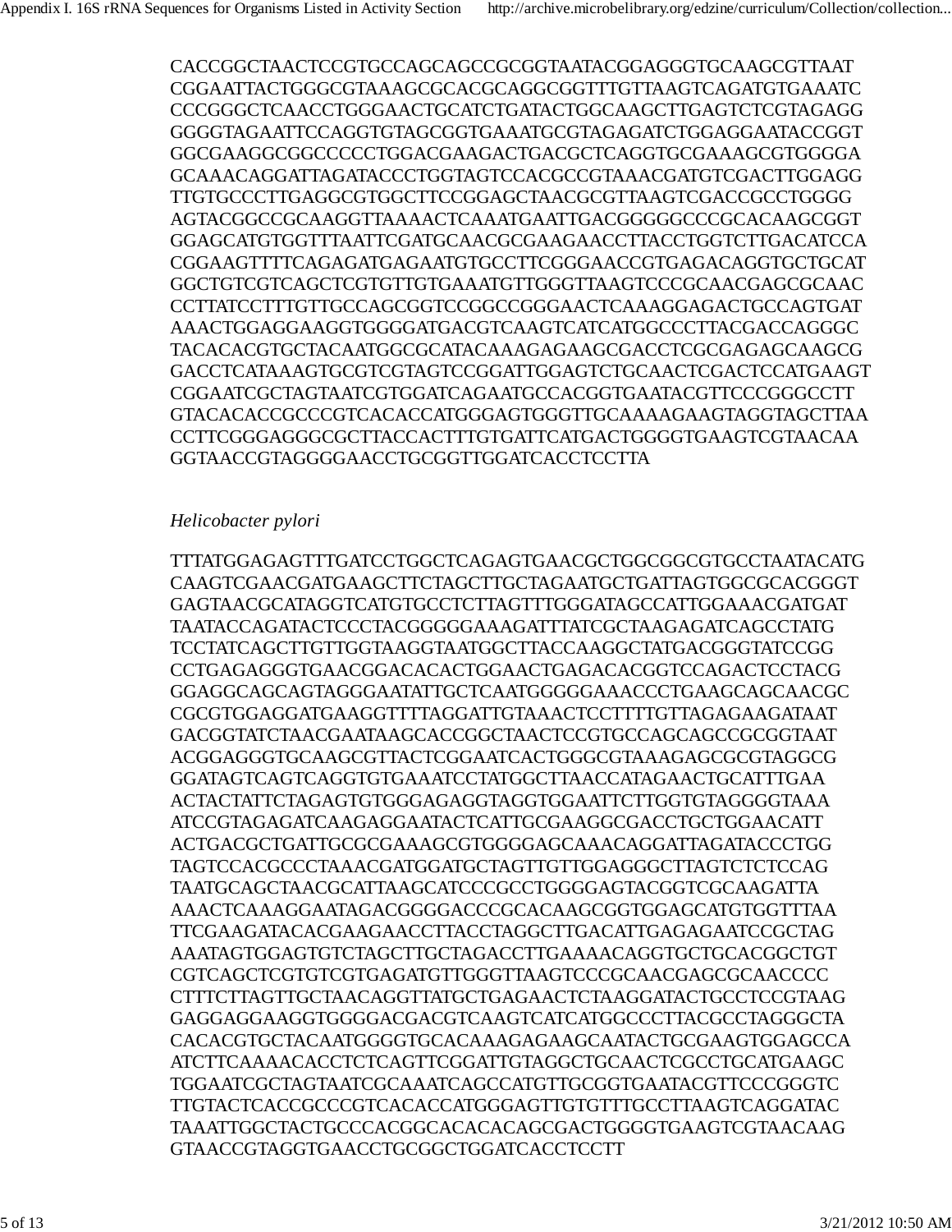CACCGGCTAACTCCGTGCCAGCAGCCGCGGTAATACGGAGGGTGCAAGCGTTAAT
CGGAATTACTGGGCGTAAAGCGCACGCAGGCGGTTTGTTAAGTCAGATGTGAAATC
CCCGGGCTCAACCTGGGAACTGCATCTGATACTGGCAAGCTTGAGTCTCGTAGAGG
GGGGTAGAATTCCAGGTGTAGCGGTGAAATGCGTAGAGATCTGGAGGAATACCGGT
GGCGAAGGCGGCCCCCTGGACGAAGACTGACGCTCAGGTGCGAAAGCGTGGGGA
GCAAACAGGATTAGATACCCTGGTAGTCCACGCCGTAAACGATGTCGACTTGGAGG
TTGTGCCCTTGAGGCGTGGCTTCCGGAGCTAACGCGTTAAGTCGACCGCCTGGGG
AGTACGGCCGCAAGGTTAAAACTCAAATGAATTGACGGGGGCCCGCACAAGCGGT
GGAGCATGTGGTTTAATTCGATGCAACGCGAAGAACCTTACCTGGTCTTGACATCCA
CGGAAGTTTTCAGAGATGAGAATGTGCCTTCGGGAACCGTGAGACAGGTGCTGCAT
GGCTGTCGTCAGCTCGTGTTGTGAAATGTTGGGTTAAGTCCCGCAACGAGCGCAAC
CCTTATCCTTTGTTGCCAGCGGTCCGGCCGGGAACTCAAAGGAGACTGCCAGTGAT
AAACTGGAGGAAGGTGGGGATGACGTCAAGTCATCATGGCCCTTACGACCAGGGC
TACACACGTGCTACAATGGCGCATACAAAGAGAAGCGACCTCGCGAGAGCAAGCG
GACCTCATAAAGTGCGTCGTAGTCCGGATTGGAGTCTGCAACTCGACTCCATGAAGT
CGGAATCGCTAGTAATCGTGGATCAGAATGCCACGGTGAATACGTTCCCGGGCCTT
GTACACACCGCCCGTCACACCATGGGAGTGGGTTGCAAAAGAAGTAGGTAGCTTAA
CCTTCGGGAGGGCGCTTACCACTTTGTGATTCATGACTGGGGTGAAGTCGTAACAA
GGTAACCGTAGGGGAACCTGCGGTTGGATCACCTCCTTA

*Helicobacter pylori*

TTTATGGAGAGTTTGATCCTGGCTCAGAGTGAACGCTGGCGGCGTGCCTAATACATG
CAAGTCGAACGATGAAGCTTCTAGCTTGCTAGAATGCTGATTAGTGGCGCACGGGT
GAGTAACGCATAGGTCATGTGCCTCTTAGTTTGGGATAGCCATTGGAAACGATGAT
TAATACCAGATACTCCCTACGGGGGAAAGATTTATCGCTAAGAGATCAGCCTATG
TCCTATCAGCTTGTTGGTAAGGTAATGGCTTACCAAGGCTATGACGGGTATCCGG
CCTGAGAGGGTGAACGGACACACTGGAACTGAGACACGGTCCAGACTCCTACG
GGAGGCAGCAGTAGGGAATATTGCTCAATGGGGGAAACCCTGAAGCAGCAACGC
CGCGTGGAGGATGAAGGTTTTAGGATTGTAAACTCCTTTTGTTAGAGAAGATAAT
GACGGTATCTAACGAATAAGCACCGGCTAACTCCGTGCCAGCAGCCGCGGTAAT
ACGGAGGGTGCAAGCGTTACTCGGAATCACTGGGCGTAAAGAGCGCGTAGGCG
GGATAGTCAGTCAGGTGTGAAATCCTATGGCTTAACCATAGAACTGCATTTGAA
ACTACTATTCTAGAGTGTGGGAGAGGTAGGTGGAATTCTTGGTGTAGGGGTAAA
ATCCGTAGAGATCAAGAGGAATACTCATTGCGAAGGCGACCTGCTGGAACATT
ACTGACGCTGATTGCGCGAAAGCGTGGGGAGCAAACAGGATTAGATACCCTGG
TAGTCCACGCCCTAAACGATGGATGCTAGTTGTTGGAGGGCTTAGTCTCTCCAG
TAATGCAGCTAACGCATTAAGCATCCCGCCTGGGGAGTACGGTCGCAAGATTA
AAACTCAAAGGAATAGACGGGGACCCGCACAAGCGGTGGAGCATGTGGTTTAA
TTCGAAGATACACGAAGAACCTTACCTAGGCTTGACATTGAGAGAATCCGCTAG
AAATAGTGGAGTGTCTAGCTTGCTAGACCTTGAAAACAGGTGCTGCACGGCTGT
CGTCAGCTCGTGTCGTGAGATGTTGGGTTAAGTCCCGCAACGAGCGCAACCCC
CTTTCTTAGTTGCTAACAGGTTATGCTGAGAACTCTAAGGATACTGCCTCCGTAAG
GAGGAGGAAGGTGGGGACGACGTCAAGTCATCATGGCCCTTACGCCTAGGGCTA
CACACGTGCTACAATGGGGTGCACAAAGAGAAGCAATACTGCGAAGTGGAGCCA
ATCTTCAAAACACCTCTCAGTTCGGATTGTAGGCTGCAACTCGCCTGCATGAAGC
TGGAATCGCTAGTAATCGCAAATCAGCCATGTTGCGGTGAATACGTTCCCGGGTC
TTGTACTCACCGCCCGTCACACCATGGGAGTTGTGTTTGCCTTAAGTCAGGATAC
TAAATTGGCTACTGCCCACGGCACACACAGCGACTGGGGTGAAGTCGTAACAAG
GTAACCGTAGGTGAACCTGCGGCTGGATCACCTCCTT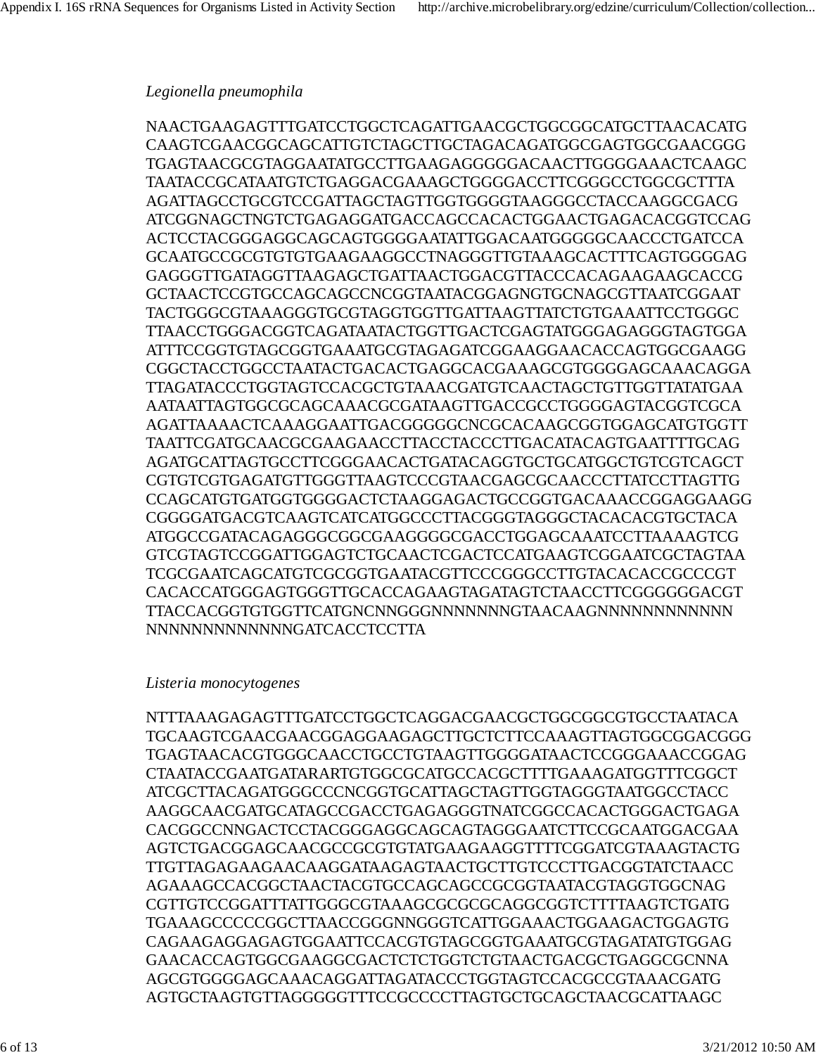*Legionella pneumophila*

NAACTGAAGAGTTTGATCCTGGCTCAGATTGAACGCTGGCGGCATGCTTAACACATG
CAAGTCGAACGGCAGCATTGTCTAGCTTGCTAGACAGATGGCGAGTGGCGAACGGG
TGAGTAACGCGTAGGAATATGCCTTGAAGAGGGGGACAACTTGGGGAAACTCAAGC
TAATACCGCATAATGTCTGAGGACGAAAGCTGGGGACCTTCGGGCCTGGCGCTTTA
AGATTAGCCTGCGTCCGATTAGCTAGTTGGTGGGGTAAGGGCCTACCAAGGCGACG
ATCGGNAGCTNGTCTGAGAGGATGACCAGCCACACTGGAACTGAGACACGGTCCAG
ACTCCTACGGGAGGCAGCAGTGGGGAATATTGGACAATGGGGGCAACCCTGATCCA
GCAATGCCGCGTGTGTGAAGAAGGCCTNAGGGTTGTAAAGCACTTTCAGTGGGGAG
GAGGGTTGATAGGTTAAGAGCTGATTAACTGGACGTTACCCACAGAAGAAGCACCG
GCTAACTCCGTGCCAGCAGCCNCGGTAATACGGAGNGTGCNAGCGTTAATCGGAAT
TACTGGGCGTAAAGGGTGCGTAGGTGGTTGATTAAGTTATCTGTGAAATTCCTGGGC
TTAACCTGGGACGGTCAGATAATACTGGTTGACTCGAGTATGGGAGAGGGTAGTGGA
ATTTCCGGTGTAGCGGTGAAATGCGTAGAGATCGGAAGGAACACCAGTGGCGAAGG
CGGCTACCTGGCCTAATACTGACACTGAGGCACGAAAGCGTGGGGAGCAAACAGGA
TTAGATACCCTGGTAGTCCACGCTGTAAACGATGTCAACTAGCTGTTGGTTATATGAA
AATAATTAGTGGCGCAGCAAACGCGATAAGTTGACCGCCTGGGGAGTACGGTCGCA
AGATTAAAACTCAAAGGAATTGACGGGGGCNCGCACAAGCGGTGGAGCATGTGGTT
TAATTCGATGCAACGCGAAGAACCTTACCTACCCTTGACATACAGTGAATTTTGCAG
AGATGCATTAGTGCCTTCGGGAACACTGATACAGGTGCTGCATGGCTGTCGTCAGCT
CGTGTCGTGAGATGTTGGGTTAAGTCCCGTAACGAGCGCAACCCTTATCCTTAGTTG
CCAGCATGTGATGGTGGGGACTCTAAGGAGACTGCCGGTGACAAACCGGAGGAAGG
CGGGGATGACGTCAAGTCATCATGGCCCTTACGGGTAGGGCTACACACGTGCTACA
ATGGCCGATACAGAGGGCGGCGAAGGGGCGACCTGGAGCAAATCCTTAAAAGTCG
GTCGTAGTCCGGATTGGAGTCTGCAACTCGACTCCATGAAGTCGGAATCGCTAGTAA
TCGCGAATCAGCATGTCGCGGTGAATACGTTCCCGGGCCTTGTACACACCGCCCGT
CACACCATGGGAGTGGGTTGCACCAGAAGTAGATAGTCTAACCTTCGGGGGGACGT
TTACCACGGTGTGGTTCATGNCNNGGGNNNNNNNGTAACAAGNNNNNNNNNNNN
NNNNNNNNNNNNNGATCACCTCCTTA

*Listeria monocytogenes*

NTTTAAAGAGAGTTTGATCCTGGCTCAGGACGAACGCTGGCGGCGTGCCTAATACA
TGCAAGTCGAACGAACGGAGGAAGAGCTTGCTCTTCCAAAGTTAGTGGCGGACGGG
TGAGTAACACGTGGGCAACCTGCCTGTAAGTTGGGGATAACTCCGGGAAACCGGAG
CTAATACCGAATGATARARTGTGGCGCATGCCACGCTTTTGAAAGATGGTTTCGGCT
ATCGCTTACAGATGGGCCCNCGGTGCATTAGCTAGTTGGTAGGGTAATGGCCTACC
AAGGCAACGATGCATAGCCGACCTGAGAGGGTNATCGGCCACACTGGGACTGAGA
CACGGCCNNGACTCCTACGGGAGGCAGCAGTAGGGAATCTTCCGCAATGGACGAA
AGTCTGACGGAGCAACGCCGCGTGTATGAAGAAGGTTTTCGGATCGTAAAGTACTG
TTGTTAGAGAAGAACAAGGATAAGAGTAACTGCTTGTCCCTTGACGGTATCTAACC
AGAAAGCCACGGCTAACTACGTGCCAGCAGCCGCGGTAATACGTAGGTGGCNAG
CGTTGTCCGGATTTATTGGGCGTAAAGCGCGCGCAGGCGGTCTTTTAAGTCTGATG
TGAAAGCCCCCGGCTTAACCGGGNNGGGTCATTGGAAACTGGAAGACTGGAGTG
CAGAAGAGGAGAGTGGAATTCCACGTGTAGCGGTGAAATGCGTAGATATGTGGAG
GAACACCAGTGGCGAAGGCGACTCTCTGGTCTGTAACTGACGCTGAGGCGCNNA
AGCGTGGGGAGCAAACAGGATTAGATACCCTGGTAGTCCACGCCGTAAACGATG
AGTGCTAAGTGTTAGGGGGTTTCCGCCCCTTAGTGCTGCAGCTAACGCATTAAGC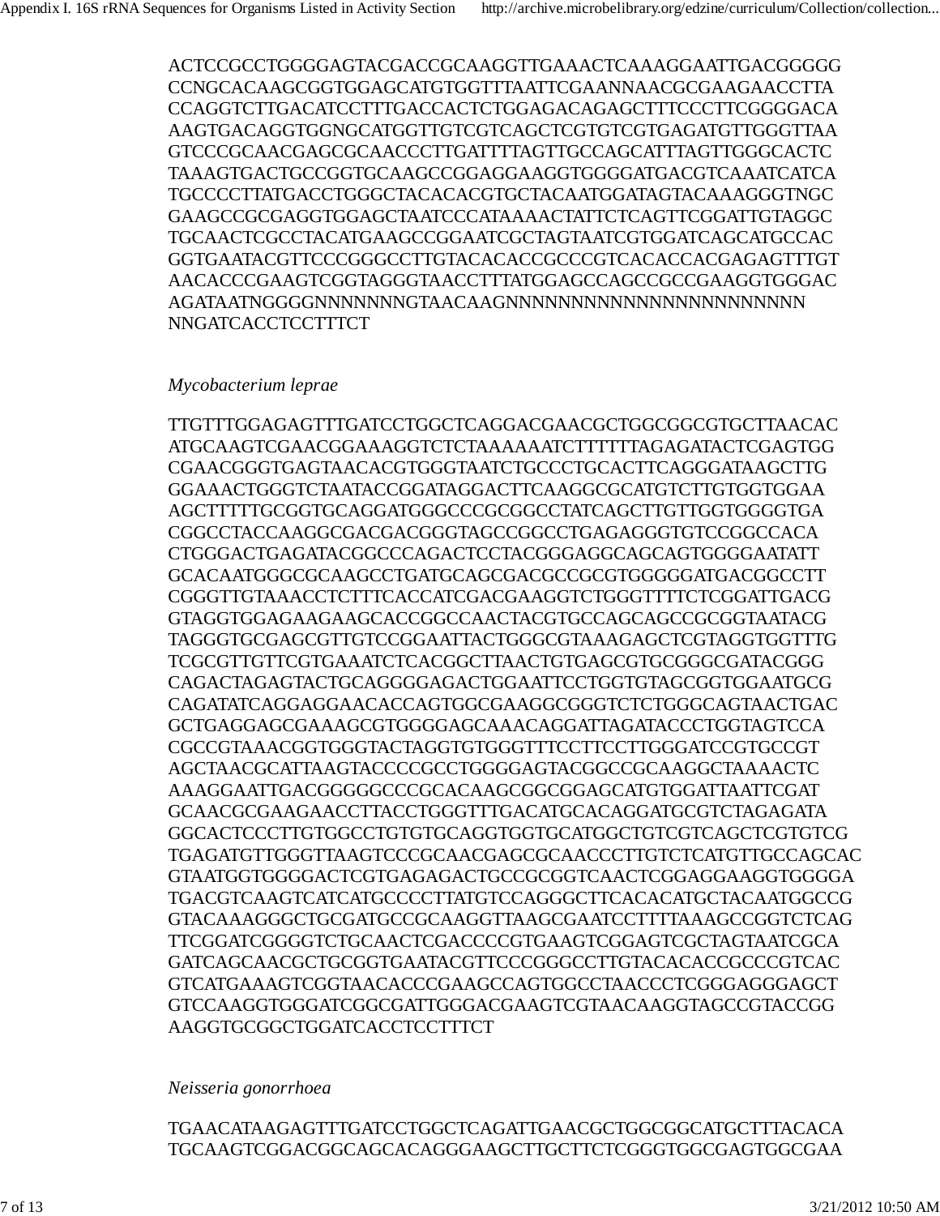ACTCCGCCTGGGGAGTACGACCGCAAGGTTGAAACTCAAAGGAATTGACGGGGG
CCNGCACAAGCGGTGGAGCATGTGGTTTAATTCGAANNAACGCGAAGAACCTTA
CCAGGTCTTGACATCCTTTGACCACTCTGGAGACAGAGCTTTCCCTTCGGGGACA
AAGTGACAGGTGGNGCATGGTTGTCGTCAGCTCGTGTCGTGAGATGTTGGGTTAA
GTCCCGCAACGAGCGCAACCCTTGATTTTAGTTGCCAGCATTTAGTTGGGCACTC
TAAAGTGACTGCCGGTGCAAGCCGGAGGAAGGTGGGGATGACGTCAAATCATCA
TGCCCCTTATGACCTGGGCTACACACGTGCTACAATGGATAGTACAAAGGGTNGC
GAAGCCGCGAGGTGGAGCTAATCCCATAAAACTATTCTCAGTTCGGATTGTAGGC
TGCAACTCGCCTACATGAAGCCGGAATCGCTAGTAATCGTGGATCAGCATGCCAC
GGTGAATACGTTCCCGGGCCTTGTACACACCGCCCGTCACACCACGAGAGTTTGT
AACACCCGAAGTCGGTAGGGTAACCTTTATGGAGCCAGCCGCCGAAGGTGGGAC
AGATAATNGGGGNNNNNNNGTAACAAGNNNNNNNNNNNNNNNNNNNNNNN
NNGATCACCTCCTTTCT

*Mycobacterium leprae*

TTGTTTGGAGAGTTTGATCCTGGCTCAGGACGAACGCTGGCGGCGTGCTTAACAC
ATGCAAGTCGAACGGAAAGGTCTCTAAAAAATCTTTTTTAGAGATACTCGAGTGG
CGAACGGGTGAGTAACACGTGGGTAATCTGCCCTGCACTTCAGGGATAAGCTTG
GGAAACTGGGTCTAATACCGGATAGGACTTCAAGGCGCATGTCTTGTGGTGGAA
AGCTTTTTGCGGTGCAGGATGGGCCCGCGGCCTATCAGCTTGTTGGTGGGGTGA
CGGCCTACCAAGGCGACGACGGGTAGCCGGCCTGAGAGGGTGTCCGGCCACA
CTGGGACTGAGATACGGCCCAGACTCCTACGGGAGGCAGCAGTGGGGAATATT
GCACAATGGGCGCAAGCCTGATGCAGCGACGCCGCGTGGGGGATGACGGCCTT
CGGGTTGTAAACCTCTTTCACCATCGACGAAGGTCTGGGTTTTCTCGGATTGACG
GTAGGTGGAGAAGAAGCACCGGCCAACTACGTGCCAGCAGCCGCGGTAATACG
TAGGGTGCGAGCGTTGTCCGGAATTACTGGGCGTAAAGAGCTCGTAGGTGGTTTG
TCGCGTTGTTCGTGAAATCTCACGGCTTAACTGTGAGCGTGCGGGCGATACGGG
CAGACTAGAGTACTGCAGGGGAGACTGGAATTCCTGGTGTAGCGGTGGAATGCG
CAGATATCAGGAGGAACACCAGTGGCGAAGGCGGGTCTCTGGGCAGTAACTGAC
GCTGAGGAGCGAAAGCGTGGGGAGCAAACAGGATTAGATACCCTGGTAGTCCA
CGCCGTAAACGGTGGGTACTAGGTGTGGGTTTCCTTCCTTGGGATCCGTGCCGT
AGCTAACGCATTAAGTACCCCGCCTGGGGAGTACGGCCGCAAGGCTAAAACTC
AAAGGAATTGACGGGGGCCCGCACAAGCGGCGGAGCATGTGGATTAATTCGAT
GCAACGCGAAGAACCTTACCTGGGTTTGACATGCACAGGATGCGTCTAGAGATA
GGCACTCCCTTGTGGCCTGTGTGCAGGTGGTGCATGGCTGTCGTCAGCTCGTGTCG
TGAGATGTTGGGTTAAGTCCCGCAACGAGCGCAACCCTTGTCTCATGTTGCCAGCAC
GTAATGGTGGGGACTCGTGAGAGACTGCCGCGGTCAACTCGGAGGAAGGTGGGGA
TGACGTCAAGTCATCATGCCCCTTATGTCCAGGGCTTCACACATGCTACAATGGCCG
GTACAAAGGGCTGCGATGCCGCAAGGTTAAGCGAATCCTTTTAAAGCCGGTCTCAG
TTCGGATCGGGGTCTGCAACTCGACCCCGTGAAGTCGGAGTCGCTAGTAATCGCA
GATCAGCAACGCTGCGGTGAATACGTTCCCGGGCCTTGTACACACCGCCCGTCAC
GTCATGAAAGTCGGTAACACCCGAAGCCAGTGGCCTAACCCTCGGGAGGGAGCT
GTCCAAGGTGGGATCGGCGATTGGGACGAAGTCGTAACAAGGTAGCCGTACCGG
AAGGTGCGGCTGGATCACCTCCTTTCT

*Neisseria gonorrhoea*

TGAACATAAGAGTTTGATCCTGGCTCAGATTGAACGCTGGCGGCATGCTTTACACA
TGCAAGTCGGACGGCAGCACAGGGAAGCTTGCTTCTCGGGTGGCGAGTGGCGAA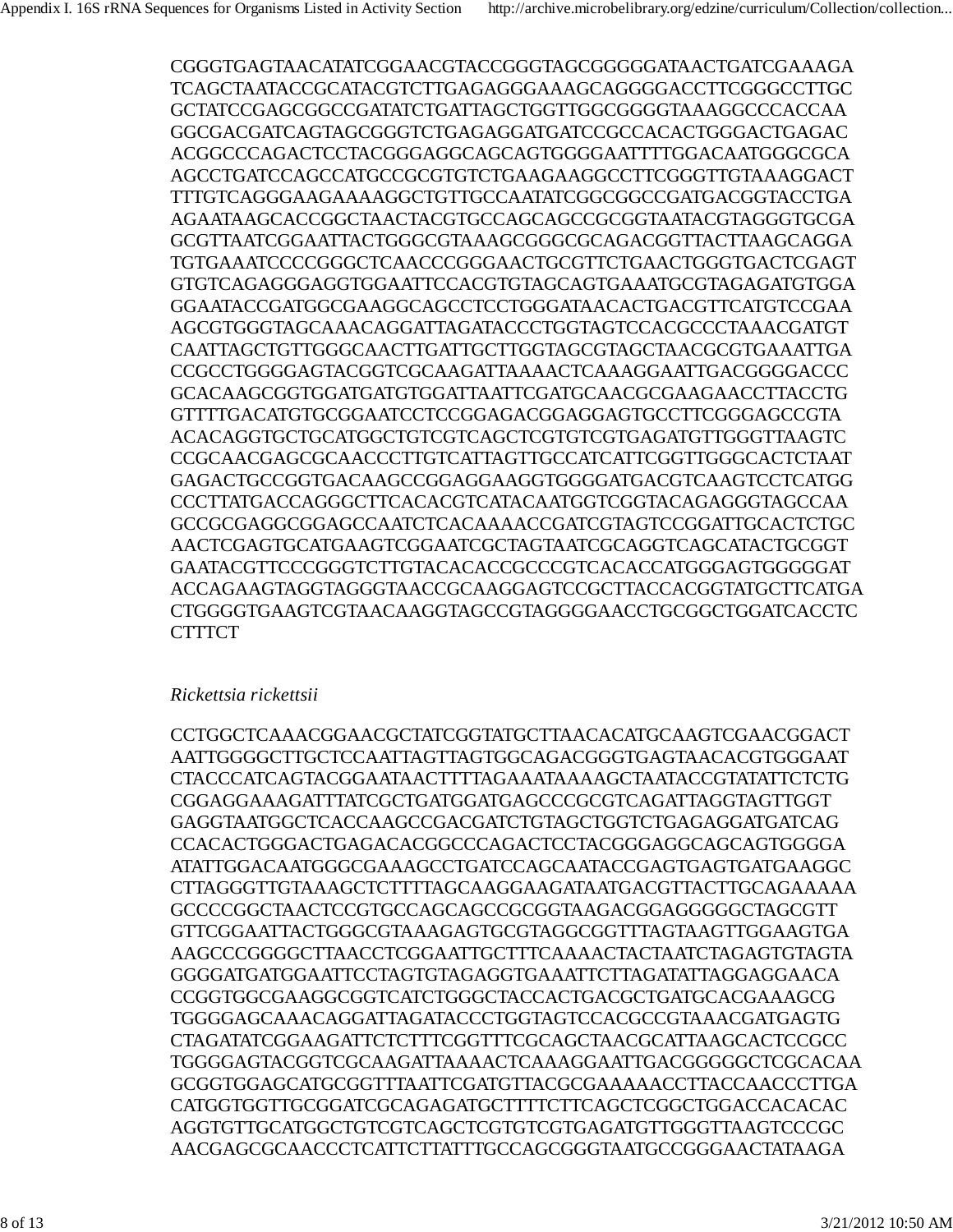CGGGTGAGTAACATATCGGAACGTACCGGGTAGCGGGGGATAACTGATCGAAAGA
TCAGCTAATACCGCATACGTCTTGAGAGGGAAAGCAGGGGACCTTCGGGCCTTGC
GCTATCCGAGCGGCCGATATCTGATTAGCTGGTTGGCGGGGTAAAGGCCCACCAA
GGCGACGATCAGTAGCGGGTCTGAGAGGATGATCCGCCACACTGGGACTGAGAC
ACGGCCCAGACTCCTACGGGAGGCAGCAGTGGGGAATTTTGGACAATGGGCGCA
AGCCTGATCCAGCCATGCCGCGTGTCTGAAGAAGGCCTTCGGGTTGTAAAGGACT
TTTGTCAGGGAAGAAAAGGCTGTTGCCAATATCGGCGGCCGATGACGGTACCTGA
AGAATAAGCACCGGCTAACTACGTGCCAGCAGCCGCGGTAATACGTAGGGTGCGA
GCGTTAATCGGAATTACTGGGCGTAAAGCGGGCGCAGACGGTTACTTAAGCAGGA
TGTGAAATCCCCGGGCTCAACCCGGGAACTGCGTTCTGAACTGGGTGACTCGAGT
GTGTCAGAGGGAGGTGGAATTCCACGTGTAGCAGTGAAATGCGTAGAGATGTGGA
GGAATACCGATGGCGAAGGCAGCCTCCTGGGATAACACTGACGTTCATGTCCGAA
AGCGTGGGTAGCAAACAGGATTAGATACCCTGGTAGTCCACGCCCTAAACGATGT
CAATTAGCTGTTGGGCAACTTGATTGCTTGGTAGCGTAGCTAACGCGTGAAATTGA
CCGCCTGGGGAGTACGGTCGCAAGATTAAAACTCAAAGGAATTGACGGGGACCC
GCACAAGCGGTGGATGATGTGGATTAATTCGATGCAACGCGAAGAACCTTACCTG
GTTTTGACATGTGCGGAATCCTCCGGAGACGGAGGAGTGCCTTCGGGAGCCGTA
ACACAGGTGCTGCATGGCTGTCGTCAGCTCGTGTCGTGAGATGTTGGGTTAAGTC
CCGCAACGAGCGCAACCCTTGTCATTAGTTGCCATCATTCGGTTGGGCACTCTAAT
GAGACTGCCGGTGACAAGCCGGAGGAAGGTGGGGATGACGTCAAGTCCTCATGG
CCCTTATGACCAGGGCTTCACACGTCATACAATGGTCGGTACAGAGGGTAGCCAA
GCCGCGAGGCGGAGCCAATCTCACAAAACCGATCGTAGTCCGGATTGCACTCTGC
AACTCGAGTGCATGAAGTCGGAATCGCTAGTAATCGCAGGTCAGCATACTGCGGT
GAATACGTTCCCGGGTCTTGTACACACCGCCCGTCACACCATGGGAGTGGGGGAT
ACCAGAAGTAGGTAGGGTAACCGCAAGGAGTCCGCTTACCACGGTATGCTTCATGA
CTGGGGTGAAGTCGTAACAAGGTAGCCGTAGGGGAACCTGCGGCTGGATCACCTC
CTTTCT

*Rickettsia rickettsii*

CCTGGCTCAAACGGAACGCTATCGGTATGCTTAACACATGCAAGTCGAACGGACT
AATTGGGGCTTGCTCCAATTAGTTAGTGGCAGACGGGTGAGTAACACGTGGGAAT
CTACCCATCAGTACGGAATAACTTTTAGAAATAAAAGCTAATACCGTATATTCTCTG
CGGAGGAAAGATTTATCGCTGATGGATGAGCCCGCGTCAGATTAGGTAGTTGGT
GAGGTAATGGCTCACCAAGCCGACGATCTGTAGCTGGTCTGAGAGGATGATCAG
CCACACTGGGACTGAGACACGGCCCAGACTCCTACGGGAGGCAGCAGTGGGGA
ATATTGGACAATGGGCGAAAGCCTGATCCAGCAATACCGAGTGAGTGATGAAGGC
CTTAGGGTTGTAAAGCTCTTTTAGCAAGGAAGATAATGACGTTACTTGCAGAAAAA
GCCCCGGCTAACTCCGTGCCAGCAGCCGCGGTAAGACGGAGGGGGCTAGCGTT
GTTCGGAATTACTGGGCGTAAAGAGTGCGTAGGCGGTTTAGTAAGTTGGAAGTGA
AAGCCCGGGGCTTAACCTCGGAATTGCTTTCAAAACTACTAATCTAGAGTGTAGTA
GGGGATGATGGAATTCCTAGTGTAGAGGTGAAATTCTTAGATATTAGGAGGAACA
CCGGTGGCGAAGGCGGTCATCTGGGCTACCACTGACGCTGATGCACGAAAGCG
TGGGGAGCAAACAGGATTAGATACCCTGGTAGTCCACGCCGTAAACGATGAGTG
CTAGATATCGGAAGATTCTCTTTCGGTTTCGCAGCTAACGCATTAAGCACTCCGCC
TGGGGAGTACGGTCGCAAGATTAAAACTCAAAGGAATTGACGGGGGCTCGCACAA
GCGGTGGAGCATGCGGTTTAATTCGATGTTACGCGAAAAACCTTACCAACCCTTGA
CATGGTGGTTGCGGATCGCAGAGATGCTTTTCTTCAGCTCGGCTGGACCACACAC
AGGTGTTGCATGGCTGTCGTCAGCTCGTGTCGTGAGATGTTGGGTTAAGTCCCGC
AACGAGCGCAACCCTCATTCTTATTTGCCAGCGGGTAATGCCGGGAACTATAAGA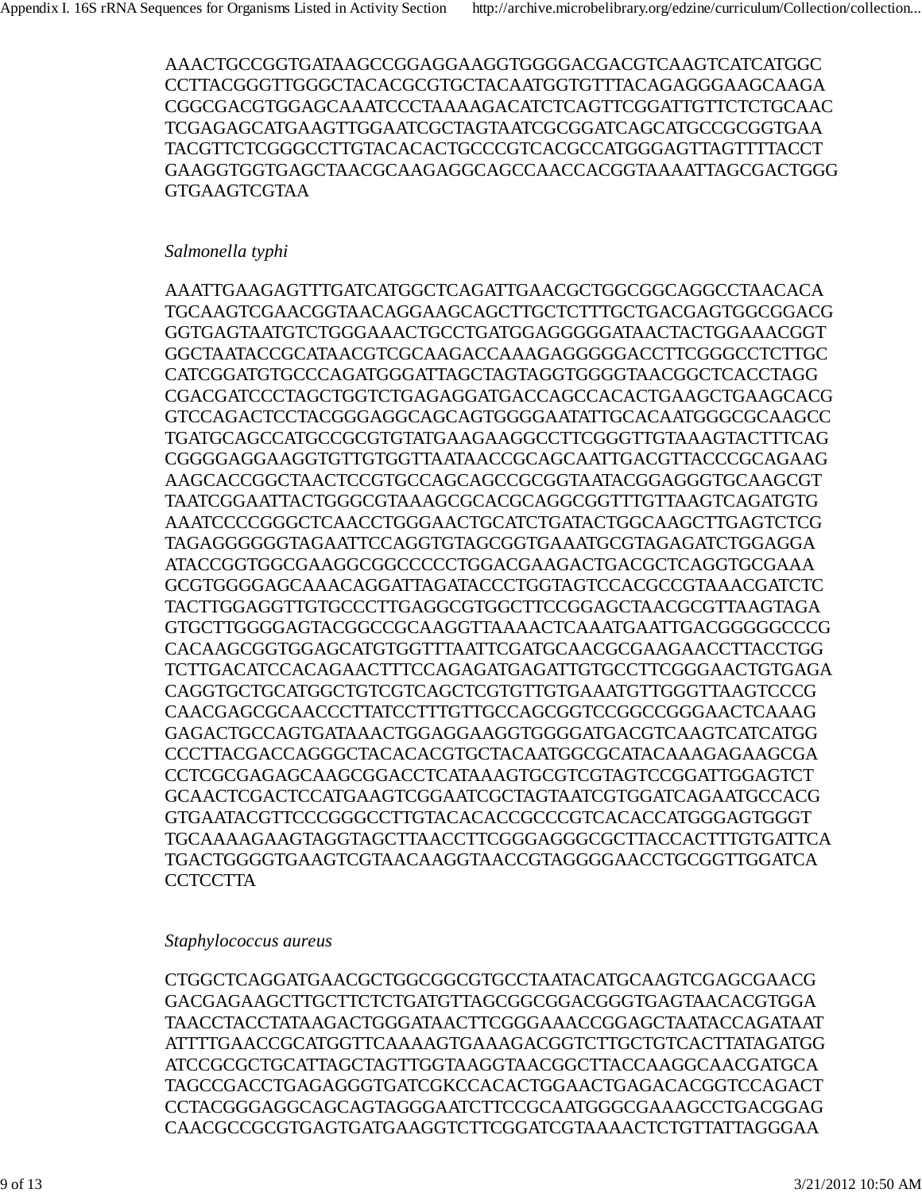AAACTGCCGGTGATAAGCCGGAGGAAGGTGGGGACGACGTCAAGTCATCATGGC
CCTTACGGGTTGGGCTACACGCGTGCTACAATGGTGTTTACAGAGGGAAGCAAGA
CGGCGACGTGGAGCAAATCCCTAAAAGACATCTCAGTTCGGATTGTTCTCTGCAAC
TCGAGAGCATGAAGTTGGAATCGCTAGTAATCGCGGATCAGCATGCCGCGGTGAA
TACGTTCTCGGGCCTTGTACACACTGCCCGTCACGCCATGGGAGTTAGTTTTACCT
GAAGGTGGTGAGCTAACGCAAGAGGCAGCCAACCACGGTAAAATTAGCGACTGGG
GTGAAGTCGTAA

*Salmonella typhi*

AAATTGAAGAGTTTGATCATGGCTCAGATTGAACGCTGGCGGCAGGCCTAACACA
TGCAAGTCGAACGGTAACAGGAAGCAGCTTGCTCTTTGCTGACGAGTGGCGGACG
GGTGAGTAATGTCTGGGAAACTGCCTGATGGAGGGGGATAACTACTGGAAACGGT
GGCTAATACCGCATAACGTCGCAAGACCAAAGAGGGGGACCTTCGGGCCTCTTGC
CATCGGATGTGCCCAGATGGGATTAGCTAGTAGGTGGGGTAACGGCTCACCTAGG
CGACGATCCCTAGCTGGTCTGAGAGGATGACCAGCCACACTGAAGCTGAAGCACG
GTCCAGACTCCTACGGGAGGCAGCAGTGGGGAATATTGCACAATGGGCGCAAGCC
TGATGCAGCCATGCCGCGTGTATGAAGAAGGCCTTCGGGTTGTAAAGTACTTTCAG
CGGGGAGGAAGGTGTTGTGGTTAATAACCGCAGCAATTGACGTTACCCGCAGAAG
AAGCACCGGCTAACTCCGTGCCAGCAGCCGCGGTAATACGGAGGGTGCAAGCGT
TAATCGGAATTACTGGGCGTAAAGCGCACGCAGGCGGTTTGTTAAGTCAGATGTG
AAATCCCCGGGCTCAACCTGGGAACTGCATCTGATACTGGCAAGCTTGAGTCTCG
TAGAGGGGGGTAGAATTCCAGGTGTAGCGGTGAAATGCGTAGAGATCTGGAGGA
ATACCGGTGGCGAAGGCGGCCCCCTGGACGAAGACTGACGCTCAGGTGCGAAA
GCGTGGGGAGCAAACAGGATTAGATACCCTGGTAGTCCACGCCGTAAACGATCTC
TACTTGGAGGTTGTGCCCTTGAGGCGTGGCTTCCGGAGCTAACGCGTTAAGTAGA
GTGCTTGGGGAGTACGGCCGCAAGGTTAAAACTCAAATGAATTGACGGGGGCCCG
CACAAGCGGTGGAGCATGTGGTTTAATTCGATGCAACGCGAAGAACCTTACCTGG
TCTTGACATCCACAGAACTTTCCAGAGATGAGATTGTGCCTTCGGGAACTGTGAGA
CAGGTGCTGCATGGCTGTCGTCAGCTCGTGTTGTGAAATGTTGGGTTAAGTCCCG
CAACGAGCGCAACCCTTATCCTTTGTTGCCAGCGGTCCGGCCGGGAACTCAAAG
GAGACTGCCAGTGATAAACTGGAGGAAGGTGGGGATGACGTCAAGTCATCATGG
CCCTTACGACCAGGGCTACACACGTGCTACAATGGCGCATACAAAGAGAAGCGA
CCTCGCGAGAGCAAGCGGACCTCATAAAGTGCGTCGTAGTCCGGATTGGAGTCT
GCAACTCGACTCCATGAAGTCGGAATCGCTAGTAATCGTGGATCAGAATGCCACG
GTGAATACGTTCCCGGGCCTTGTACACACCGCCCGTCACACCATGGGAGTGGGT
TGCAAAAGAAGTAGGTAGCTTAACCTTCGGGAGGGCGCTTACCACTTTGTGATTCA
TGACTGGGGTGAAGTCGTAACAAGGTAACCGTAGGGGAACCTGCGGTTGGATCA
CCTCCTTA

*Staphylococcus aureus*

CTGGCTCAGGATGAACGCTGGCGGCGTGCCTAATACATGCAAGTCGAGCGAACG
GACGAGAAGCTTGCTTCTCTGATGTTAGCGGCGGACGGGTGAGTAACACGTGGA
TAACCTACCTATAAGACTGGGATAACTTCGGGAAACCGGAGCTAATACCAGATAAT
ATTTTGAACCGCATGGTTCAAAAGTGAAAGACGGTCTTGCTGTCACTTATAGATGG
ATCCGCGCTGCATTAGCTAGTTGGTAAGGTAACGGCTTACCAAGGCAACGATGCA
TAGCCGACCTGAGAGGGTGATCGKCCACACTGGAACTGAGACACGGTCCAGACT
CCTACGGGAGGCAGCAGTAGGGAATCTTCCGCAATGGGCGAAAGCCTGACGGAG
CAACGCCGCGTGAGTGATGAAGGTCTTCGGATCGTAAAACTCTGTTATTAGGGAA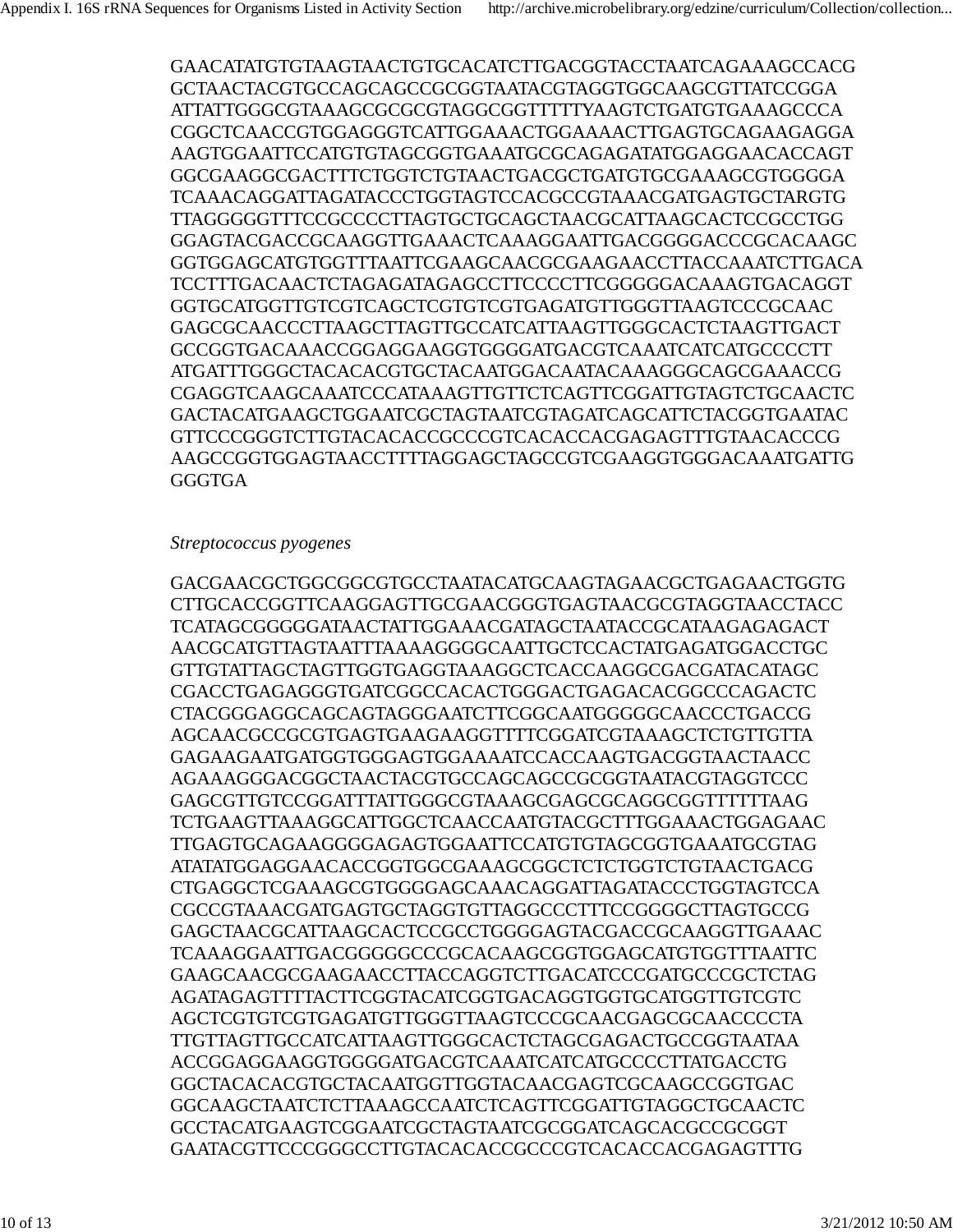GAACATATGTGTAAGTAACTGTGCACATCTTGACGGTACCTAATCAGAAAGCCACG
GCTAACTACGTGCCAGCAGCCGCGGTAATACGTAGGTGGCAAGCGTTATCCGGA
ATTATTGGGCGTAAAGCGCGCGTAGGCGGTTTTTYAAGTCTGATGTGAAAGCCCA
CGGCTCAACCGTGGAGGGTCATTGGAAACTGGAAAACTTGAGTGCAGAAGAGGA
AAGTGGAATTCCATGTGTAGCGGTGAAATGCGCAGAGATATGGAGGAACACCAGT
GGCGAAGGCGACTTTCTGGTCTGTAACTGACGCTGATGTGCGAAAGCGTGGGGA
TCAAACAGGATTAGATACCCTGGTAGTCCACGCCGTAAACGATGAGTGCTARGTG
TTAGGGGGTTTCCGCCCCTTAGTGCTGCAGCTAACGCATTAAGCACTCCGCCTGG
GGAGTACGACCGCAAGGTTGAAACTCAAAGGAATTGACGGGGACCCGCACAAGC
GGTGGAGCATGTGGTTTAATTCGAAGCAACGCGAAGAACCTTACCAAATCTTGACA
TCCTTTGACAACTCTAGAGATAGAGCCTTCCCCTTCGGGGGACAAAGTGACAGGT
GGTGCATGGTTGTCGTCAGCTCGTGTCGTGAGATGTTGGGTTAAGTCCCGCAAC
GAGCGCAACCCTTAAGCTTAGTTGCCATCATTAAGTTGGGCACTCTAAGTTGACT
GCCGGTGACAAACCGGAGGAAGGTGGGGATGACGTCAAATCATCATGCCCCTT
ATGATTTGGGCTACACACGTGCTACAATGGACAATACAAAGGGCAGCGAAACCG
CGAGGTCAAGCAAATCCCATAAAGTTGTTCTCAGTTCGGATTGTAGTCTGCAACTC
GACTACATGAAGCTGGAATCGCTAGTAATCGTAGATCAGCATTCTACGGTGAATAC
GTTCCCGGGTCTTGTACACACCGCCCGTCACACCACGAGAGTTTGTAACACCCG
AAGCCGGTGGAGTAACCTTTTAGGAGCTAGCCGTCGAAGGTGGGACAAATGATTG
GGGTGA

*Streptococcus pyogenes*

GACGAACGCTGGCGGCGTGCCTAATACATGCAAGTAGAACGCTGAGAACTGGTG
CTTGCACCGGTTCAAGGAGTTGCGAACGGGTGAGTAACGCGTAGGTAACCTACC
TCATAGCGGGGGATAACTATTGGAAACGATAGCTAATACCGCATAAGAGAGACT
AACGCATGTTAGTAATTTAAAAGGGGCAATTGCTCCACTATGAGATGGACCTGC
GTTGTATTAGCTAGTTGGTGAGGTAAAGGCTCACCAAGGCGACGATACATAGC
CGACCTGAGAGGGTGATCGGCCACACTGGGACTGAGACACGGCCCAGACTC
CTACGGGAGGCAGCAGTAGGGAATCTTCGGCAATGGGGGCAACCCTGACCG
AGCAACGCCGCGTGAGTGAAGAAGGTTTTCGGATCGTAAAGCTCTGTTGTTA
GAGAAGAATGATGGTGGGAGTGGAAAATCCACCAAGTGACGGTAACTAACC
AGAAAGGGACGGCTAACTACGTGCCAGCAGCCGCGGTAATACGTAGGTCCC
GAGCGTTGTCCGGATTTATTGGGCGTAAAGCGAGCGCAGGCGGTTTTTTAAG
TCTGAAGTTAAAGGCATTGGCTCAACCAATGTACGCTTTGGAAACTGGAGAAC
TTGAGTGCAGAAGGGGAGAGTGGAATTCCATGTGTAGCGGTGAAATGCGTAG
ATATATGGAGGAACACCGGTGGCGAAAGCGGCTCTCTGGTCTGTAACTGACG
CTGAGGCTCGAAAGCGTGGGGAGCAAACAGGATTAGATACCCTGGTAGTCCA
CGCCGTAAACGATGAGTGCTAGGTGTTAGGCCCTTTCCGGGGCTTAGTGCCG
GAGCTAACGCATTAAGCACTCCGCCTGGGGAGTACGACCGCAAGGTTGAAAC
TCAAAGGAATTGACGGGGGCCCGCACAAGCGGTGGAGCATGTGGTTTAATTC
GAAGCAACGCGAAGAACCTTACCAGGTCTTGACATCCCGATGCCCGCTCTAG
AGATAGAGTTTTACTTCGGTACATCGGTGACAGGTGGTGCATGGTTGTCGTC
AGCTCGTGTCGTGAGATGTTGGGTTAAGTCCCGCAACGAGCGCAACCCCTA
TTGTTAGTTGCCATCATTAAGTTGGGCACTCTAGCGAGACTGCCGGTAATAA
ACCGGAGGAAGGTGGGGATGACGTCAAATCATCATGCCCCTTATGACCTG
GGCTACACACGTGCTACAATGGTTGGTACAACGAGTCGCAAGCCGGTGAC
GGCAAGCTAATCTCTTAAAGCCAATCTCAGTTCGGATTGTAGGCTGCAACTC
GCCTACATGAAGTCGGAATCGCTAGTAATCGCGGATCAGCACGCCGCGGT
GAATACGTTCCCGGGCCTTGTACACACCGCCCGTCACACCACGAGAGTTTG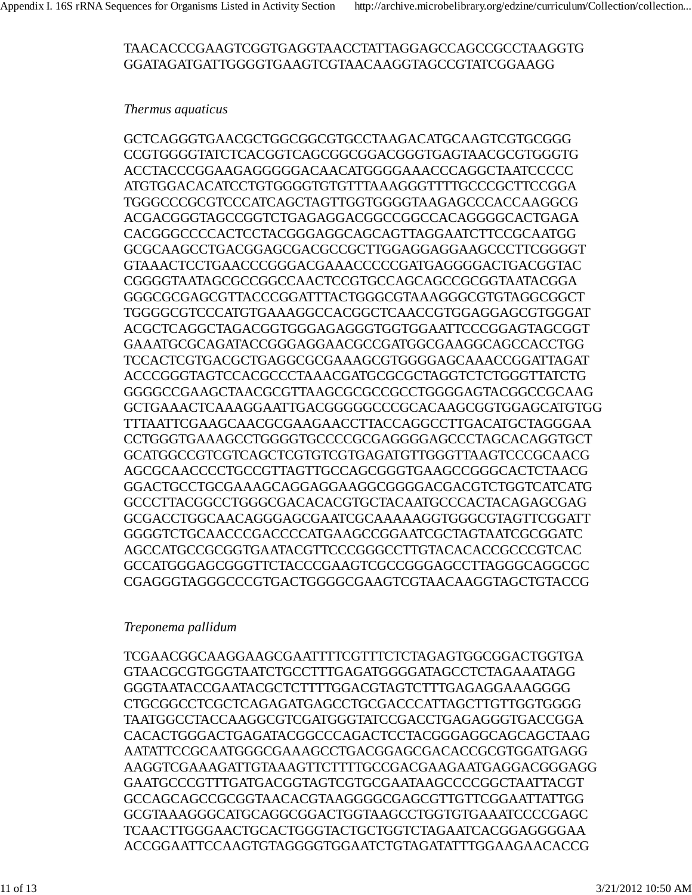TAACACCCGAAGTCGGTGAGGTAACCTATTAGGAGCCAGCCGCCTAAGGTG
GGATAGATGATTGGGGTGAAGTCGTAACAAGGTAGCCGTATCGGAAGG

*Thermus aquaticus*

GCTCAGGGTGAACGCTGGCGGCGTGCCTAAGACATGCAAGTCGTGCGGG
CCGTGGGGTATCTCACGGTCAGCGGCGGACGGGTGAGTAACGCGTGGGTG
ACCTACCCGGAAGAGGGGGACAACATGGGGAAACCCAGGCTAATCCCCC
ATGTGGACACATCCTGTGGGGTGTGTTTAAAGGGTTTTGCCCGCTTCCGGA
TGGGCCCGCGTCCCATCAGCTAGTTGGTGGGGTAAGAGCCCACCAAGGCG
ACGACGGGTAGCCGGTCTGAGAGGACGGCCGGCCACAGGGGCACTGAGA
CACGGGCCCCACTCCTACGGGAGGCAGCAGTTAGGAATCTTCCGCAATGG
GCGCAAGCCTGACGGAGCGACGCCGCTTGGAGGAGGAAGCCCTTCGGGGT
GTAAACTCCTGAACCCGGGACGAAACCCCCGATGAGGGGACTGACGGTAC
CGGGGTAATAGCGCCGGCCAACTCCGTGCCAGCAGCCGCGGTAATACGGA
GGGCGCGAGCGTTACCCGGATTTACTGGGCGTAAAGGGCGTGTAGGCGGCT
TGGGGCGTCCCATGTGAAAGGCCACGGCTCAACCGTGGAGGAGCGTGGGAT
ACGCTCAGGCTAGACGGTGGGAGAGGGTGGTGGAATTCCCGGAGTAGCGGT
GAAATGCGCAGATACCGGGAGGAACGCCGATGGCGAAGGCAGCCACCTGG
TCCACTCGTGACGCTGAGGCGCGAAAGCGTGGGGAGCAAACCGGATTAGAT
ACCCGGGTAGTCCACGCCCTAAACGATGCGCGCTAGGTCTCTGGGTTATCTG
GGGGCCGAAGCTAACGCGTTAAGCGCGCCGCCTGGGGAGTACGGCCGCAAG
GCTGAAACTCAAAGGAATTGACGGGGGCCCGCACAAGCGGTGGAGCATGTGG
TTTAATTCGAAGCAACGCGAAGAACCTTACCAGGCCTTGACATGCTAGGGAA
CCTGGGTGAAAGCCTGGGGTGCCCCGCGAGGGGAGCCCTAGCACAGGTGCT
GCATGGCCGTCGTCAGCTCGTGTCGTGAGATGTTGGGTTAAGTCCCGCAACG
AGCGCAACCCCTGCCGTTAGTTGCCAGCGGGTGAAGCCGGGCACTCTAACG
GGACTGCCTGCGAAAGCAGGAGGAAGGCGGGGACGACGTCTGGTCATCATG
GCCCTTACGGCCTGGGCGACACACGTGCTACAATGCCCACTACAGAGCGAG
GCGACCTGGCAACAGGGAGCGAATCGCAAAAAGGTGGGCGTAGTTCGGATT
GGGGTCTGCAACCCGACCCCATGAAGCCGGAATCGCTAGTAATCGCGGATC
AGCCATGCCGCGGTGAATACGTTCCCGGGCCTTGTACACACCGCCCGTCAC
GCCATGGGAGCGGGTTCTACCCGAAGTCGCCGGGAGCCTTAGGGCAGGCGC
CGAGGGTAGGGCCCGTGACTGGGGCGAAGTCGTAACAAGGTAGCTGTACCG

*Treponema pallidum*

TCGAACGGCAAGGAAGCGAATTTTCGTTTCTCTAGAGTGGCGGACTGGTGA
GTAACGCGTGGGTAATCTGCCTTTGAGATGGGGATAGCCTCTAGAAATAGG
GGGTAATACCGAATACGCTCTTTTGGACGTAGTCTTTGAGAGGAAAGGGG
CTGCGGCCTCGCTCAGAGATGAGCCTGCGACCCATTAGCTTGTTGGTGGGG
TAATGGCCTACCAAGGCGTCGATGGGTATCCGACCTGAGAGGGTGACCGGA
CACACTGGGACTGAGATACGGCCCAGACTCCTACGGGAGGCAGCAGCTAAG
AATATTCCGCAATGGGCGAAAGCCTGACGGAGCGACACCGCGTGGATGAGG
AAGGTCGAAAGATTGTAAAGTTCTTTTGCCGACGAAGAATGAGGACGGGAGG
GAATGCCCGTTTGATGACGGTAGTCGTGCGAATAAGCCCCGGCTAATTACGT
GCCAGCAGCCGCGGTAACACGTAAGGGGCGAGCGTTGTTCGGAATTATTGG
GCGTAAAGGGCATGCAGGCGGACTGGTAAGCCTGGTGTGAAATCCCCGAGC
TCAACTTGGGAACTGCACTGGGTACTGCTGGTCTAGAATCACGGAGGGGAA
ACCGGAATTCCAAGTGTAGGGGTGGAATCTGTAGATATTTGGAAGAACACCG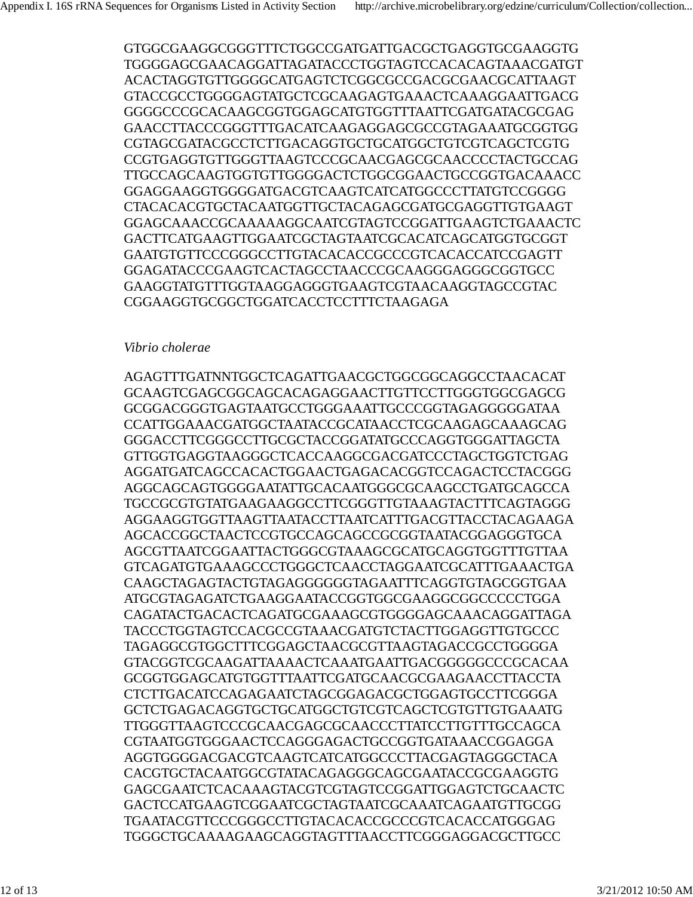GTGGCGAAGGCGGGTTTCTGGCCGATGATTGACGCTGAGGTGCGAAGGTG
TGGGGAGCGAACAGGATTAGATACCCTGGTAGTCCACACAGTAAACGATGT
ACACTAGGTGTTGGGGCATGAGTCTCGGCGCCGACGCGAACGCATTAAGT
GTACCGCCTGGGGAGTATGCTCGCAAGAGTGAAACTCAAAGGAATTGACG
GGGGCCCGCACAAGCGGTGGAGCATGTGGTTTAATTCGATGATACGCGAG
GAACCTTACCCGGGTTTGACATCAAGAGGAGCGCCGTAGAAATGCGGTGG
CGTAGCGATACGCCTCTTGACAGGTGCTGCATGGCTGTCGTCAGCTCGTG
CCGTGAGGTGTTGGGTTAAGTCCCGCAACGAGCGCAACCCCTACTGCCAG
TTGCCAGCAAGTGGTGTTGGGGACTCTGGCGGAACTGCCGGTGACAAACC
GGAGGAAGGTGGGGATGACGTCAAGTCATCATGGCCCTTATGTCCGGGG
CTACACACGTGCTACAATGGTTGCTACAGAGCGATGCGAGGTTGTGAAGT
GGAGCAAACCGCAAAAAGGCAATCGTAGTCCGGATTGAAGTCTGAAACTC
GACTTCATGAAGTTGGAATCGCTAGTAATCGCACATCAGCATGGTGCGGT
GAATGTGTTCCCGGGCCTTGTACACACCGCCCGTCACACCATCCGAGTT
GGAGATACCCGAAGTCACTAGCCTAACCCGCAAGGGAGGGCGGTGCC
GAAGGTATGTTTGGTAAGGAGGGTGAAGTCGTAACAAGGTAGCCGTAC
CGGAAGGTGCGGCTGGATCACCTCCTTTCTAAGAGA

*Vibrio cholerae*

AGAGTTTGATNNTGGCTCAGATTGAACGCTGGCGGCAGGCCTAACACAT
GCAAGTCGAGCGGCAGCACAGAGGAACTTGTTCCTTGGGTGGCGAGCG
GCGGACGGGTGAGTAATGCCTGGGAAATTGCCCGGTAGAGGGGGATAA
CCATTGGAAACGATGGCTAATACCGCATAACCTCGCAAGAGCAAAGCAG
GGGACCTTCGGGCCTTGCGCTACCGGATATGCCCAGGTGGGATTAGCTA
GTTGGTGAGGTAAGGGCTCACCAAGGCGACGATCCCTAGCTGGTCTGAG
AGGATGATCAGCCACACTGGAACTGAGACACGGTCCAGACTCCTACGGG
AGGCAGCAGTGGGGAATATTGCACAATGGGCGCAAGCCTGATGCAGCCA
TGCCGCGTGTATGAAGAAGGCCTTCGGGTTGTAAAGTACTTTCAGTAGGG
AGGAAGGTGGTTAAGTTAATACCTTAATCATTTGACGTTACCTACAGAAGA
AGCACCGGCTAACTCCGTGCCAGCAGCCGCGGTAATACGGAGGGTGCA
AGCGTTAATCGGAATTACTGGGCGTAAAGCGCATGCAGGTGGTTTGTTAA
GTCAGATGTGAAAGCCCTGGGCTCAACCTAGGAATCGCATTTGAAACTGA
CAAGCTAGAGTACTGTAGAGGGGGGTAGAATTTCAGGTGTAGCGGTGAA
ATGCGTAGAGATCTGAAGGAATACCGGTGGCGAAGGCGGCCCCCTGGA
CAGATACTGACACTCAGATGCGAAAGCGTGGGGAGCAAACAGGATTAGA
TACCCTGGTAGTCCACGCCGTAAACGATGTCTACTTGGAGGTTGTGCCC
TAGAGGCGTGGCTTTCGGAGCTAACGCGTTAAGTAGACCGCCTGGGGA
GTACGGTCGCAAGATTAAAACTCAAATGAATTGACGGGGGCCCGCACAA
GCGGTGGAGCATGTGGTTTAATTCGATGCAACGCGAAGAACCTTACCTA
CTCTTGACATCCAGAGAATCTAGCGGAGACGCTGGAGTGCCTTCGGGA
GCTCTGAGACAGGTGCTGCATGGCTGTCGTCAGCTCGTGTTGTGAAATG
TTGGGTTAAGTCCCGCAACGAGCGCAACCCTTATCCTTGTTTGCCAGCA
CGTAATGGTGGGAACTCCAGGGAGACTGCCGGTGATAAACCGGAGGA
AGGTGGGGACGACGTCAAGTCATCATGGCCCTTACGAGTAGGGCTACA
CACGTGCTACAATGGCGTATACAGAGGGCAGCGAATACCGCGAAGGTG
GAGCGAATCTCACAAAGTACGTCGTAGTCCGGATTGGAGTCTGCAACTC
GACTCCATGAAGTCGGAATCGCTAGTAATCGCAAATCAGAATGTTGCGG
TGAATACGTTCCCGGGCCTTGTACACACCGCCCGTCACACCATGGGAG
TGGGCTGCAAAAGAAGCAGGTAGTTTAACCTTCGGGAGGACGCTTGCC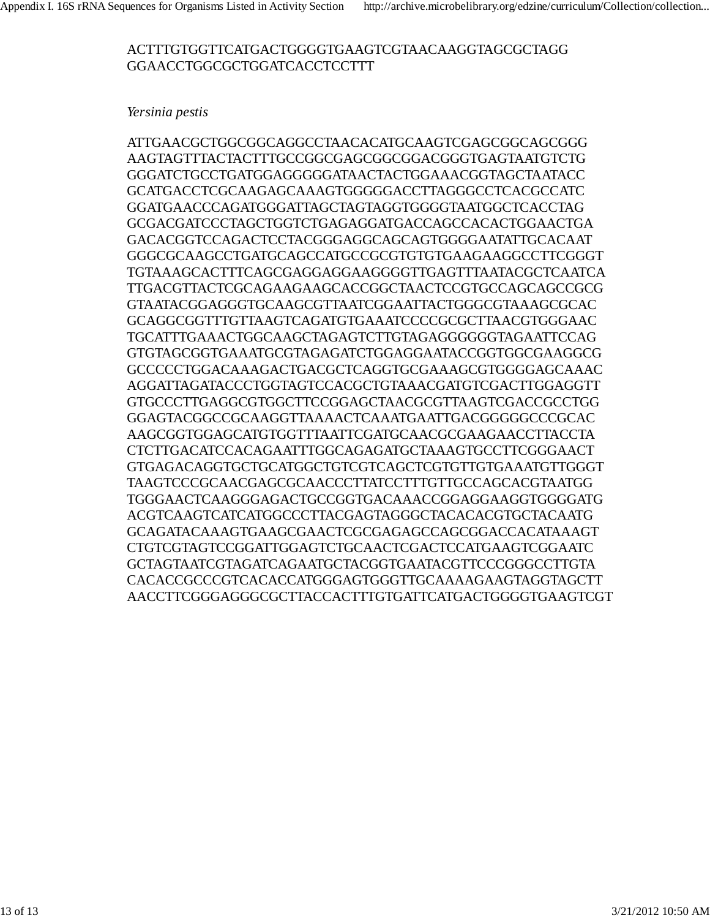ACTTTGTGGTTCATGACTGGGGTGAAGTCGTAACAAGGTAGCGCTAGG
GGAACCTGGCGCTGGATCACCTCCTTT

*Yersinia pestis*

ATTGAACGCTGGCGGCAGGCCTAACACATGCAAGTCGAGCGGCAGCGGG
AAGTAGTTTACTACTTTGCCGGCGAGCGGCGGACGGGTGAGTAATGTCTG
GGGATCTGCCTGATGGAGGGGGATAACTACTGGAAACGGTAGCTAATACC
GCATGACCTCGCAAGAGCAAAGTGGGGGACCTTAGGGCCTCACGCCATC
GGATGAACCCAGATGGGATTAGCTAGTAGGTGGGGTAATGGCTCACCTAG
GCGACGATCCCTAGCTGGTCTGAGAGGATGACCAGCCACACTGGAACTGA
GACACGGTCCAGACTCCTACGGGAGGCAGCAGTGGGGAATATTGCACAAT
GGGCGCAAGCCTGATGCAGCCATGCCGCGTGTGTGAAGAAGGCCTTCGGGT
TGTAAAGCACTTTCAGCGAGGAGGAAGGGGTTGAGTTTAATACGCTCAATCA
TTGACGTTACTCGCAGAAGAAGCACCGGCTAACTCCGTGCCAGCAGCCGCG
GTAATACGGAGGGTGCAAGCGTTAATCGGAATTACTGGGCGTAAAGCGCAC
GCAGGCGGTTTGTTAAGTCAGATGTGAAATCCCCGCGCTTAACGTGGGAAC
TGCATTTGAAACTGGCAAGCTAGAGTCTTGTAGAGGGGGGTAGAATTCCAG
GTGTAGCGGTGAAATGCGTAGAGATCTGGAGGAATACCGGTGGCGAAGGCG
GCCCCCTGGACAAAGACTGACGCTCAGGTGCGAAAGCGTGGGGAGCAAAC
AGGATTAGATACCCTGGTAGTCCACGCTGTAAACGATGTCGACTTGGAGGTT
GTGCCCTTGAGGCGTGGCTTCCGGAGCTAACGCGTTAAGTCGACCGCCTGG
GGAGTACGGCCGCAAGGTTAAAACTCAAATGAATTGACGGGGGCCCGCAC
AAGCGGTGGAGCATGTGGTTTAATTCGATGCAACGCGAAGAACCTTACCTA
CTCTTGACATCCACAGAATTTGGCAGAGATGCTAAAGTGCCTTCGGGAACT
GTGAGACAGGTGCTGCATGGCTGTCGTCAGCTCGTGTTGTGAAATGTTGGGT
TAAGTCCCGCAACGAGCGCAACCCTTATCCTTTGTTGCCAGCACGTAATGG
TGGGAACTCAAGGGAGACTGCCGGTGACAAACCGGAGGAAGGTGGGGATG
ACGTCAAGTCATCATGGCCCTTACGAGTAGGGCTACACACGTGCTACAATG
GCAGATACAAAGTGAAGCGAACTCGCGAGAGCCAGCGGACCACATAAAGT
CTGTCGTAGTCCGGATTGGAGTCTGCAACTCGACTCCATGAAGTCGGAATC
GCTAGTAATCGTAGATCAGAATGCTACGGTGAATACGTTCCCGGGCCTTGTA
CACACCGCCCGTCACACCATGGGAGTGGGTTGCAAAAGAAGTAGGTAGCTT
AACCTTCGGGAGGGCGCTTACCACTTTGTGATTCATGACTGGGGTGAAGTCGT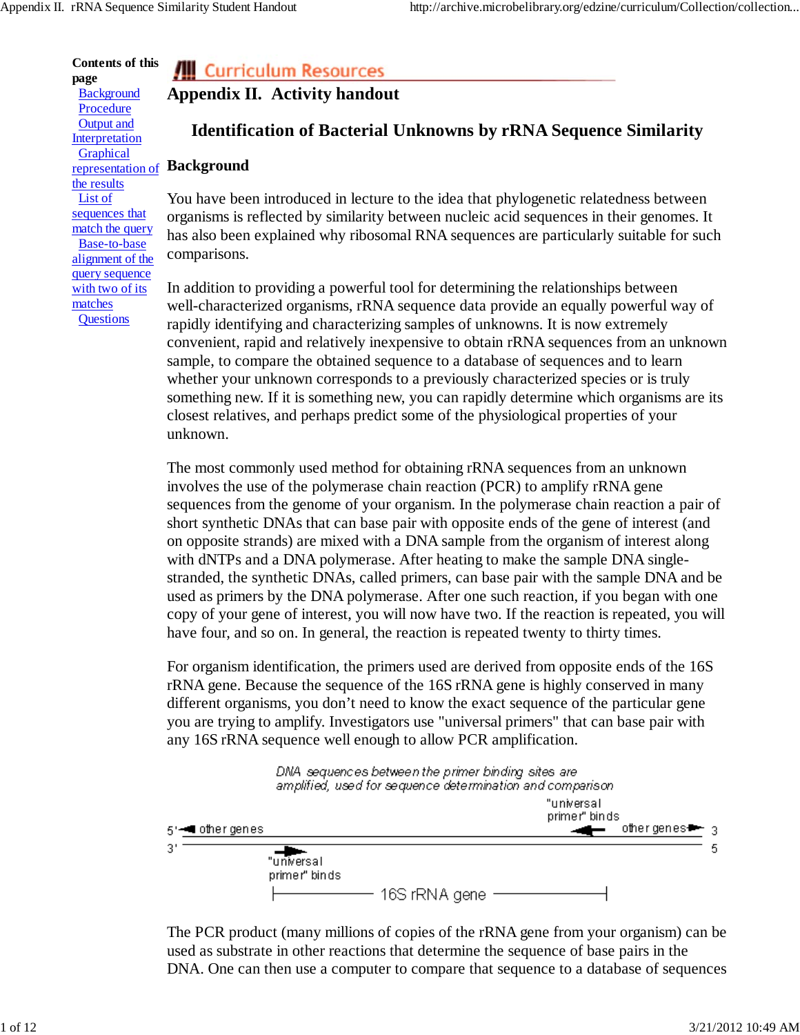**Contents of this page**

- [Background]
- [Procedure]
- [Output and Interpretation]
- [Graphical representation of the results]
- [List of sequences that match the query]
- [Base-to-base alignment of the query sequence with two of its matches]
- [Questions]

Curriculum Resources

# Appendix II. Activity handout

## Identification of Bacterial Unknowns by rRNA Sequence Similarity

### Background

You have been introduced in lecture to the idea that phylogenetic relatedness between organisms is reflected by similarity between nucleic acid sequences in their genomes. It has also been explained why ribosomal RNA sequences are particularly suitable for such comparisons.

In addition to providing a powerful tool for determining the relationships between well-characterized organisms, rRNA sequence data provide an equally powerful way of rapidly identifying and characterizing samples of unknowns. It is now extremely convenient, rapid and relatively inexpensive to obtain rRNA sequences from an unknown sample, to compare the obtained sequence to a database of sequences and to learn whether your unknown corresponds to a previously characterized species or is truly something new. If it is something new, you can rapidly determine which organisms are its closest relatives, and perhaps predict some of the physiological properties of your unknown.

The most commonly used method for obtaining rRNA sequences from an unknown involves the use of the polymerase chain reaction (PCR) to amplify rRNA gene sequences from the genome of your organism. In the polymerase chain reaction a pair of short synthetic DNAs that can base pair with opposite ends of the gene of interest (and on opposite strands) are mixed with a DNA sample from the organism of interest along with dNTPs and a DNA polymerase. After heating to make the sample DNA single-stranded, the synthetic DNAs, called primers, can base pair with the sample DNA and be used as primers by the DNA polymerase. After one such reaction, if you began with one copy of your gene of interest, you will now have two. If the reaction is repeated, you will have four, and so on. In general, the reaction is repeated twenty to thirty times.

For organism identification, the primers used are derived from opposite ends of the 16S rRNA gene. Because the sequence of the 16S rRNA gene is highly conserved in many different organisms, you don't need to know the exact sequence of the particular gene you are trying to amplify. Investigators use "universal primers" that can base pair with any 16S rRNA sequence well enough to allow PCR amplification.

*DNA sequences between the primer binding sites are amplified, used for sequence determination and comparison*

```
                                                "universal
                                                primer" binds
5' <-- other genes                        <---         other genes --> 3'
----------------------------------------------------------------------
3'                                                                    5'
              --->
          "universal
          primer" binds
          |----------------- 16S rRNA gene -----------------|
```

The PCR product (many millions of copies of the rRNA gene from your organism) can be used as substrate in other reactions that determine the sequence of base pairs in the DNA. One can then use a computer to compare that sequence to a database of sequences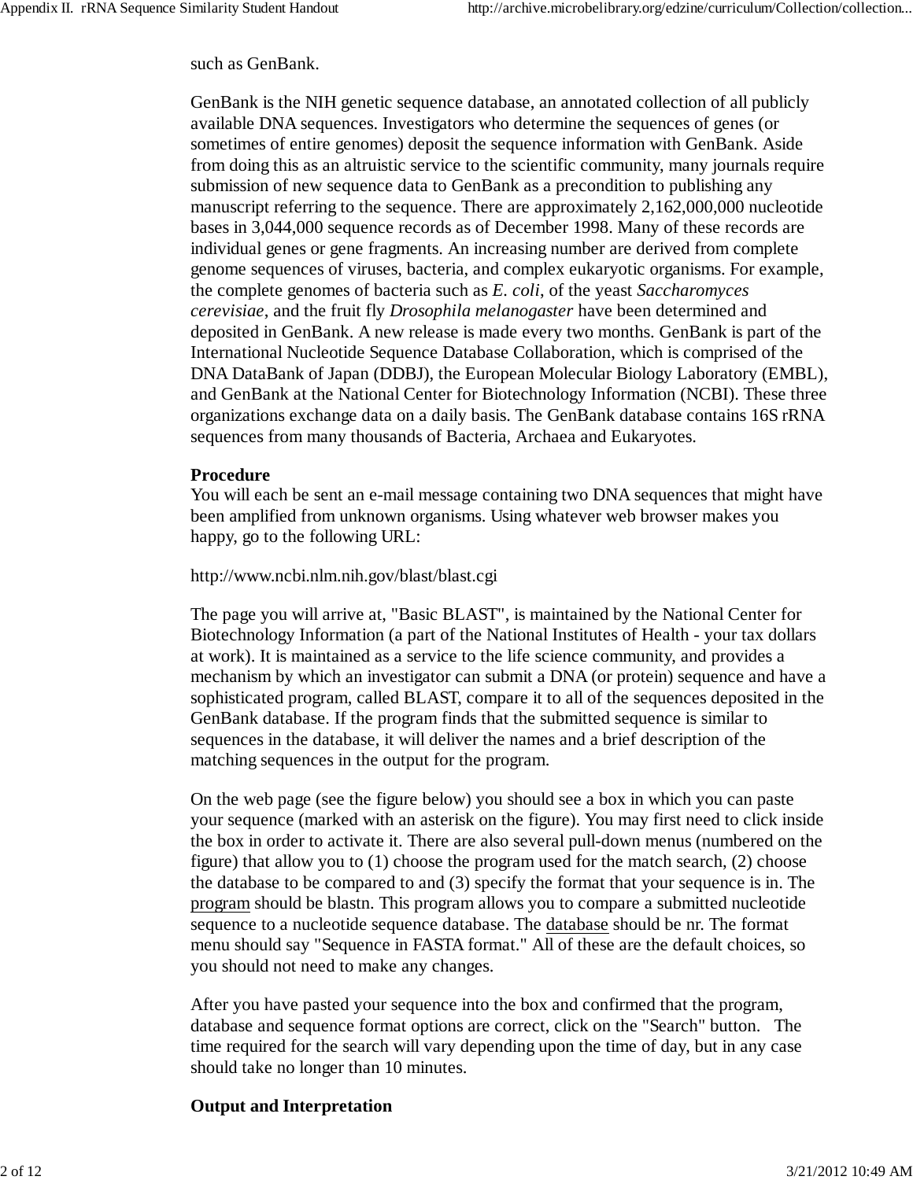such as GenBank.

GenBank is the NIH genetic sequence database, an annotated collection of all publicly available DNA sequences. Investigators who determine the sequences of genes (or sometimes of entire genomes) deposit the sequence information with GenBank. Aside from doing this as an altruistic service to the scientific community, many journals require submission of new sequence data to GenBank as a precondition to publishing any manuscript referring to the sequence. There are approximately 2,162,000,000 nucleotide bases in 3,044,000 sequence records as of December 1998. Many of these records are individual genes or gene fragments. An increasing number are derived from complete genome sequences of viruses, bacteria, and complex eukaryotic organisms. For example, the complete genomes of bacteria such as *E. coli*, of the yeast *Saccharomyces cerevisiae*, and the fruit fly *Drosophila melanogaster* have been determined and deposited in GenBank. A new release is made every two months. GenBank is part of the International Nucleotide Sequence Database Collaboration, which is comprised of the DNA DataBank of Japan (DDBJ), the European Molecular Biology Laboratory (EMBL), and GenBank at the National Center for Biotechnology Information (NCBI). These three organizations exchange data on a daily basis. The GenBank database contains 16S rRNA sequences from many thousands of Bacteria, Archaea and Eukaryotes.

**Procedure**

You will each be sent an e-mail message containing two DNA sequences that might have been amplified from unknown organisms. Using whatever web browser makes you happy, go to the following URL:

http://www.ncbi.nlm.nih.gov/blast/blast.cgi

The page you will arrive at, "Basic BLAST", is maintained by the National Center for Biotechnology Information (a part of the National Institutes of Health - your tax dollars at work). It is maintained as a service to the life science community, and provides a mechanism by which an investigator can submit a DNA (or protein) sequence and have a sophisticated program, called BLAST, compare it to all of the sequences deposited in the GenBank database. If the program finds that the submitted sequence is similar to sequences in the database, it will deliver the names and a brief description of the matching sequences in the output for the program.

On the web page (see the figure below) you should see a box in which you can paste your sequence (marked with an asterisk on the figure). You may first need to click inside the box in order to activate it. There are also several pull-down menus (numbered on the figure) that allow you to (1) choose the program used for the match search, (2) choose the database to be compared to and (3) specify the format that your sequence is in. The program should be blastn. This program allows you to compare a submitted nucleotide sequence to a nucleotide sequence database. The database should be nr. The format menu should say "Sequence in FASTA format." All of these are the default choices, so you should not need to make any changes.

After you have pasted your sequence into the box and confirmed that the program, database and sequence format options are correct, click on the "Search" button. The time required for the search will vary depending upon the time of day, but in any case should take no longer than 10 minutes.

**Output and Interpretation**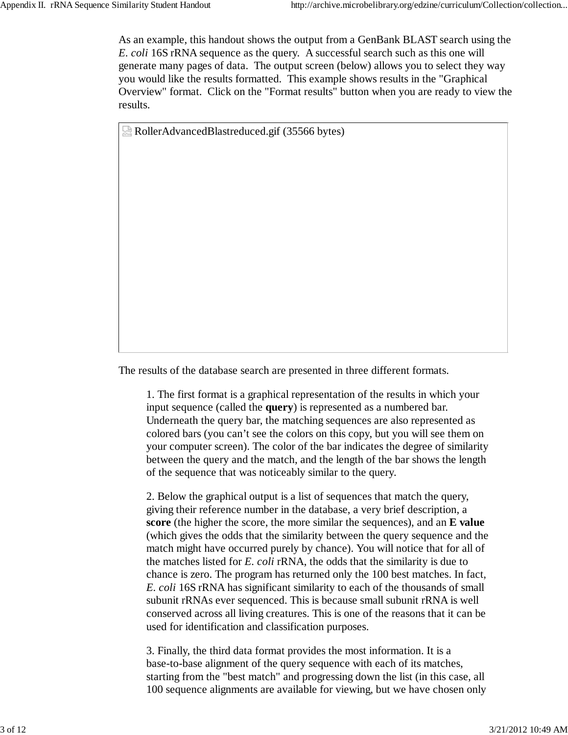As an example, this handout shows the output from a GenBank BLAST search using the *E. coli* 16S rRNA sequence as the query. A successful search such as this one will generate many pages of data. The output screen (below) allows you to select they way you would like the results formatted. This example shows results in the "Graphical Overview" format. Click on the "Format results" button when you are ready to view the results.

RollerAdvancedBlastreduced.gif (35566 bytes)

The results of the database search are presented in three different formats.

1. The first format is a graphical representation of the results in which your input sequence (called the **query**) is represented as a numbered bar. Underneath the query bar, the matching sequences are also represented as colored bars (you can't see the colors on this copy, but you will see them on your computer screen). The color of the bar indicates the degree of similarity between the query and the match, and the length of the bar shows the length of the sequence that was noticeably similar to the query.

2. Below the graphical output is a list of sequences that match the query, giving their reference number in the database, a very brief description, a **score** (the higher the score, the more similar the sequences), and an **E value** (which gives the odds that the similarity between the query sequence and the match might have occurred purely by chance). You will notice that for all of the matches listed for *E. coli* rRNA, the odds that the similarity is due to chance is zero. The program has returned only the 100 best matches. In fact, *E. coli* 16S rRNA has significant similarity to each of the thousands of small subunit rRNAs ever sequenced. This is because small subunit rRNA is well conserved across all living creatures. This is one of the reasons that it can be used for identification and classification purposes.

3. Finally, the third data format provides the most information. It is a base-to-base alignment of the query sequence with each of its matches, starting from the "best match" and progressing down the list (in this case, all 100 sequence alignments are available for viewing, but we have chosen only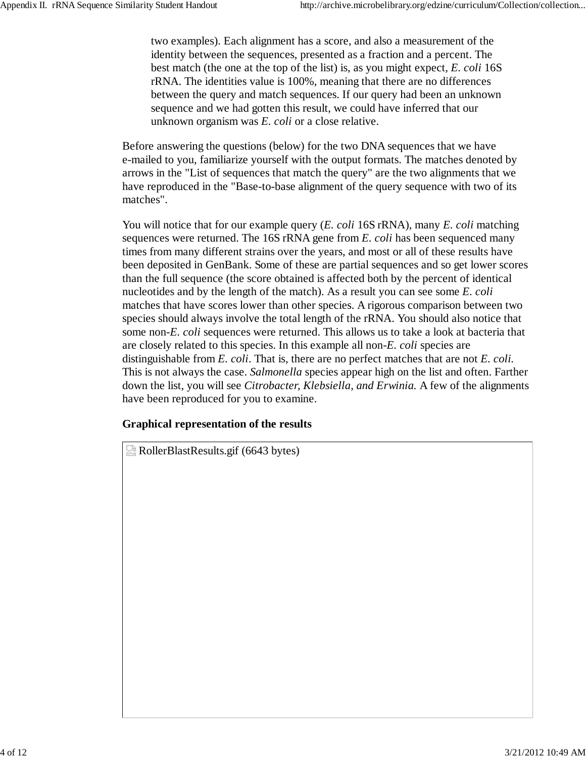two examples). Each alignment has a score, and also a measurement of the identity between the sequences, presented as a fraction and a percent. The best match (the one at the top of the list) is, as you might expect, *E. coli* 16S rRNA. The identities value is 100%, meaning that there are no differences between the query and match sequences. If our query had been an unknown sequence and we had gotten this result, we could have inferred that our unknown organism was *E. coli* or a close relative.

Before answering the questions (below) for the two DNA sequences that we have e-mailed to you, familiarize yourself with the output formats. The matches denoted by arrows in the "List of sequences that match the query" are the two alignments that we have reproduced in the "Base-to-base alignment of the query sequence with two of its matches".

You will notice that for our example query (*E. coli* 16S rRNA), many *E. coli* matching sequences were returned. The 16S rRNA gene from *E. coli* has been sequenced many times from many different strains over the years, and most or all of these results have been deposited in GenBank. Some of these are partial sequences and so get lower scores than the full sequence (the score obtained is affected both by the percent of identical nucleotides and by the length of the match). As a result you can see some *E. coli* matches that have scores lower than other species. A rigorous comparison between two species should always involve the total length of the rRNA. You should also notice that some non-*E. coli* sequences were returned. This allows us to take a look at bacteria that are closely related to this species. In this example all non-*E. coli* species are distinguishable from *E. coli*. That is, there are no perfect matches that are not *E. coli.* This is not always the case. *Salmonella* species appear high on the list and often. Farther down the list, you will see *Citrobacter, Klebsiella, and Erwinia.* A few of the alignments have been reproduced for you to examine.

**Graphical representation of the results**

RollerBlastResults.gif (6643 bytes)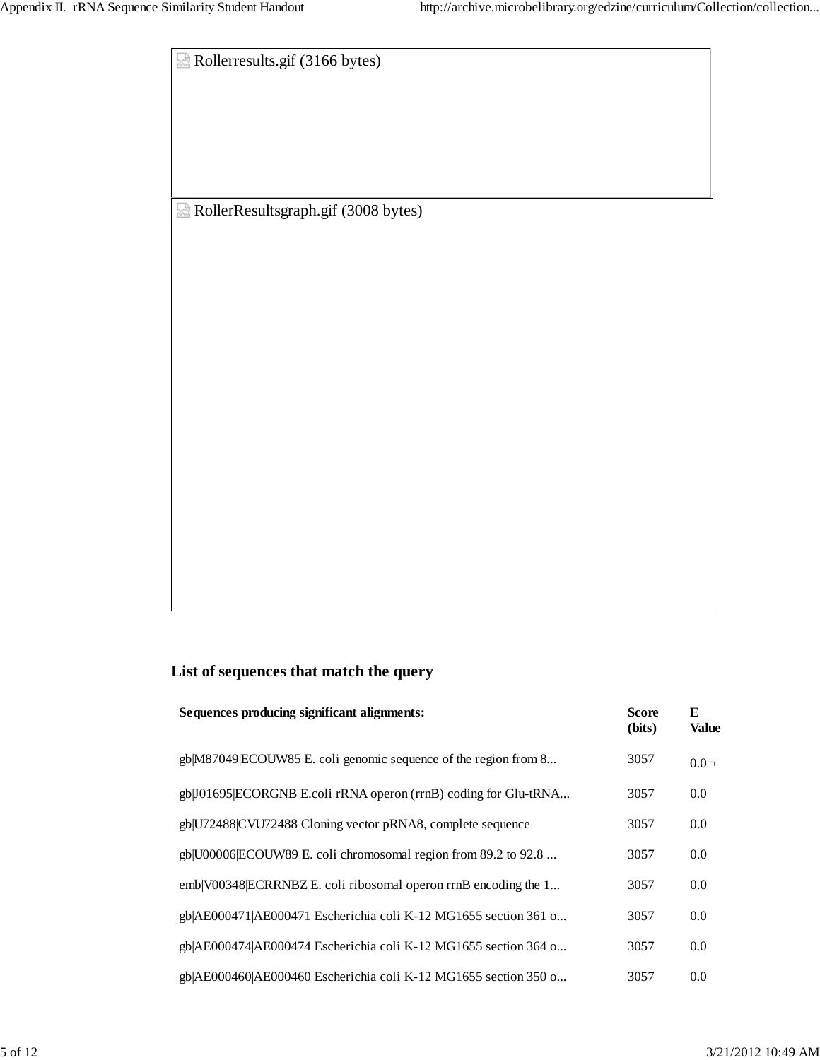Rollerresults.gif (3166 bytes)

RollerResultsgraph.gif (3008 bytes)

## List of sequences that match the query

| Sequences producing significant alignments: | Score (bits) | E Value |
|---|---|---|
| gb\|M87049\|ECOUW85 E. coli genomic sequence of the region from 8... | 3057 | 0.0¬ |
| gb\|J01695\|ECORGNB E.coli rRNA operon (rrnB) coding for Glu-tRNA... | 3057 | 0.0 |
| gb\|U72488\|CVU72488 Cloning vector pRNA8, complete sequence | 3057 | 0.0 |
| gb\|U00006\|ECOUW89 E. coli chromosomal region from 89.2 to 92.8 ... | 3057 | 0.0 |
| emb\|V00348\|ECRRNBZ E. coli ribosomal operon rrnB encoding the 1... | 3057 | 0.0 |
| gb\|AE000471\|AE000471 Escherichia coli K-12 MG1655 section 361 o... | 3057 | 0.0 |
| gb\|AE000474\|AE000474 Escherichia coli K-12 MG1655 section 364 o... | 3057 | 0.0 |
| gb\|AE000460\|AE000460 Escherichia coli K-12 MG1655 section 350 o... | 3057 | 0.0 |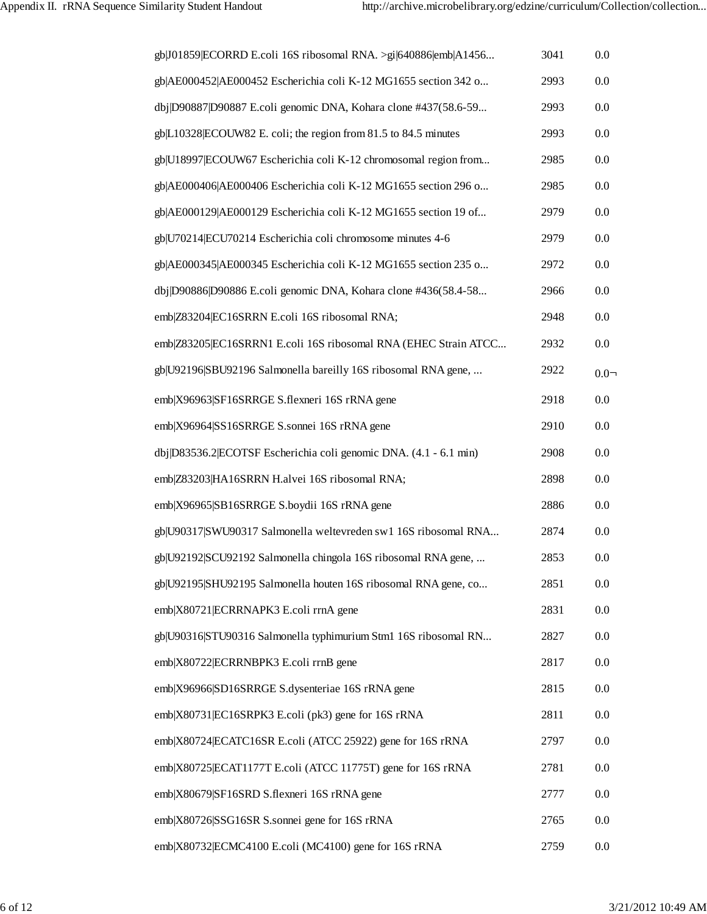| | | |
|---|---|---|
| gb\|J01859\|ECORRD E.coli 16S ribosomal RNA. >gi\|640886\|emb\|A1456... | 3041 | 0.0 |
| gb\|AE000452\|AE000452 Escherichia coli K-12 MG1655 section 342 o... | 2993 | 0.0 |
| dbj\|D90887\|D90887 E.coli genomic DNA, Kohara clone #437(58.6-59... | 2993 | 0.0 |
| gb\|L10328\|ECOUW82 E. coli; the region from 81.5 to 84.5 minutes | 2993 | 0.0 |
| gb\|U18997\|ECOUW67 Escherichia coli K-12 chromosomal region from... | 2985 | 0.0 |
| gb\|AE000406\|AE000406 Escherichia coli K-12 MG1655 section 296 o... | 2985 | 0.0 |
| gb\|AE000129\|AE000129 Escherichia coli K-12 MG1655 section 19 of... | 2979 | 0.0 |
| gb\|U70214\|ECU70214 Escherichia coli chromosome minutes 4-6 | 2979 | 0.0 |
| gb\|AE000345\|AE000345 Escherichia coli K-12 MG1655 section 235 o... | 2972 | 0.0 |
| dbj\|D90886\|D90886 E.coli genomic DNA, Kohara clone #436(58.4-58... | 2966 | 0.0 |
| emb\|Z83204\|EC16SRRN E.coli 16S ribosomal RNA; | 2948 | 0.0 |
| emb\|Z83205\|EC16SRRN1 E.coli 16S ribosomal RNA (EHEC Strain ATCC... | 2932 | 0.0 |
| gb\|U92196\|SBU92196 Salmonella bareilly 16S ribosomal RNA gene, ... | 2922 | 0.0¬ |
| emb\|X96963\|SF16SRRGE S.flexneri 16S rRNA gene | 2918 | 0.0 |
| emb\|X96964\|SS16SRRGE S.sonnei 16S rRNA gene | 2910 | 0.0 |
| dbj\|D83536.2\|ECOTSF Escherichia coli genomic DNA. (4.1 - 6.1 min) | 2908 | 0.0 |
| emb\|Z83203\|HA16SRRN H.alvei 16S ribosomal RNA; | 2898 | 0.0 |
| emb\|X96965\|SB16SRRGE S.boydii 16S rRNA gene | 2886 | 0.0 |
| gb\|U90317\|SWU90317 Salmonella weltevreden sw1 16S ribosomal RNA... | 2874 | 0.0 |
| gb\|U92192\|SCU92192 Salmonella chingola 16S ribosomal RNA gene, ... | 2853 | 0.0 |
| gb\|U92195\|SHU92195 Salmonella houten 16S ribosomal RNA gene, co... | 2851 | 0.0 |
| emb\|X80721\|ECRRNAPK3 E.coli rrnA gene | 2831 | 0.0 |
| gb\|U90316\|STU90316 Salmonella typhimurium Stm1 16S ribosomal RN... | 2827 | 0.0 |
| emb\|X80722\|ECRRNBPK3 E.coli rrnB gene | 2817 | 0.0 |
| emb\|X96966\|SD16SRRGE S.dysenteriae 16S rRNA gene | 2815 | 0.0 |
| emb\|X80731\|EC16SRPK3 E.coli (pk3) gene for 16S rRNA | 2811 | 0.0 |
| emb\|X80724\|ECATC16SR E.coli (ATCC 25922) gene for 16S rRNA | 2797 | 0.0 |
| emb\|X80725\|ECAT1177T E.coli (ATCC 11775T) gene for 16S rRNA | 2781 | 0.0 |
| emb\|X80679\|SF16SRD S.flexneri 16S rRNA gene | 2777 | 0.0 |
| emb\|X80726\|SSG16SR S.sonnei gene for 16S rRNA | 2765 | 0.0 |
| emb\|X80732\|ECMC4100 E.coli (MC4100) gene for 16S rRNA | 2759 | 0.0 |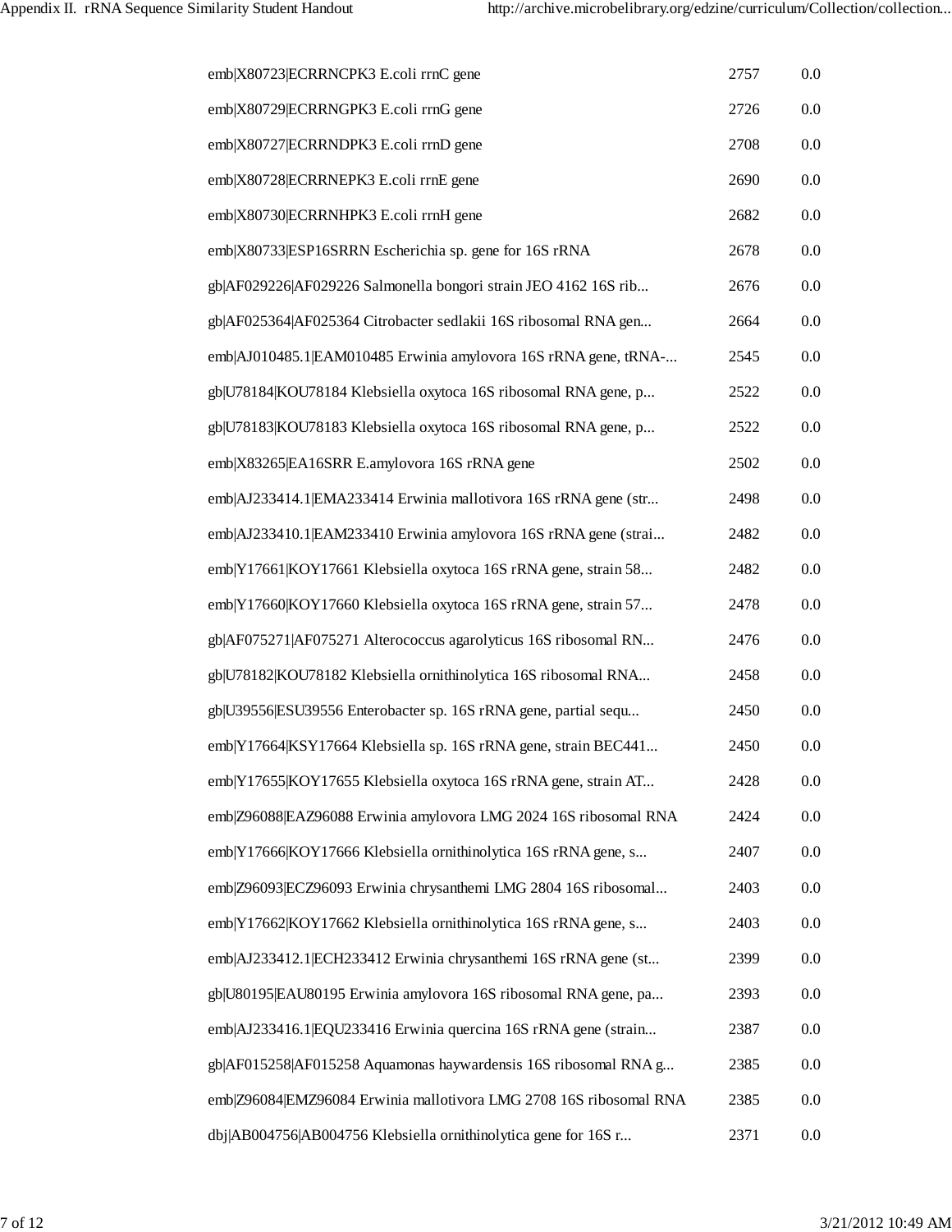| | | |
|---|---|---|
| emb\|X80723\|ECRRNCPK3 E.coli rrnC gene | 2757 | 0.0 |
| emb\|X80729\|ECRRNGPK3 E.coli rrnG gene | 2726 | 0.0 |
| emb\|X80727\|ECRRNDPK3 E.coli rrnD gene | 2708 | 0.0 |
| emb\|X80728\|ECRRNEPK3 E.coli rrnE gene | 2690 | 0.0 |
| emb\|X80730\|ECRRNHPK3 E.coli rrnH gene | 2682 | 0.0 |
| emb\|X80733\|ESP16SRRN Escherichia sp. gene for 16S rRNA | 2678 | 0.0 |
| gb\|AF029226\|AF029226 Salmonella bongori strain JEO 4162 16S rib... | 2676 | 0.0 |
| gb\|AF025364\|AF025364 Citrobacter sedlakii 16S ribosomal RNA gen... | 2664 | 0.0 |
| emb\|AJ010485.1\|EAM010485 Erwinia amylovora 16S rRNA gene, tRNA-... | 2545 | 0.0 |
| gb\|U78184\|KOU78184 Klebsiella oxytoca 16S ribosomal RNA gene, p... | 2522 | 0.0 |
| gb\|U78183\|KOU78183 Klebsiella oxytoca 16S ribosomal RNA gene, p... | 2522 | 0.0 |
| emb\|X83265\|EA16SRR E.amylovora 16S rRNA gene | 2502 | 0.0 |
| emb\|AJ233414.1\|EMA233414 Erwinia mallotivora 16S rRNA gene (str... | 2498 | 0.0 |
| emb\|AJ233410.1\|EAM233410 Erwinia amylovora 16S rRNA gene (strai... | 2482 | 0.0 |
| emb\|Y17661\|KOY17661 Klebsiella oxytoca 16S rRNA gene, strain 58... | 2482 | 0.0 |
| emb\|Y17660\|KOY17660 Klebsiella oxytoca 16S rRNA gene, strain 57... | 2478 | 0.0 |
| gb\|AF075271\|AF075271 Alterococcus agarolyticus 16S ribosomal RN... | 2476 | 0.0 |
| gb\|U78182\|KOU78182 Klebsiella ornithinolytica 16S ribosomal RNA... | 2458 | 0.0 |
| gb\|U39556\|ESU39556 Enterobacter sp. 16S rRNA gene, partial sequ... | 2450 | 0.0 |
| emb\|Y17664\|KSY17664 Klebsiella sp. 16S rRNA gene, strain BEC441... | 2450 | 0.0 |
| emb\|Y17655\|KOY17655 Klebsiella oxytoca 16S rRNA gene, strain AT... | 2428 | 0.0 |
| emb\|Z96088\|EAZ96088 Erwinia amylovora LMG 2024 16S ribosomal RNA | 2424 | 0.0 |
| emb\|Y17666\|KOY17666 Klebsiella ornithinolytica 16S rRNA gene, s... | 2407 | 0.0 |
| emb\|Z96093\|ECZ96093 Erwinia chrysanthemi LMG 2804 16S ribosomal... | 2403 | 0.0 |
| emb\|Y17662\|KOY17662 Klebsiella ornithinolytica 16S rRNA gene, s... | 2403 | 0.0 |
| emb\|AJ233412.1\|ECH233412 Erwinia chrysanthemi 16S rRNA gene (st... | 2399 | 0.0 |
| gb\|U80195\|EAU80195 Erwinia amylovora 16S ribosomal RNA gene, pa... | 2393 | 0.0 |
| emb\|AJ233416.1\|EQU233416 Erwinia quercina 16S rRNA gene (strain... | 2387 | 0.0 |
| gb\|AF015258\|AF015258 Aquamonas haywardensis 16S ribosomal RNA g... | 2385 | 0.0 |
| emb\|Z96084\|EMZ96084 Erwinia mallotivora LMG 2708 16S ribosomal RNA | 2385 | 0.0 |
| dbj\|AB004756\|AB004756 Klebsiella ornithinolytica gene for 16S r... | 2371 | 0.0 |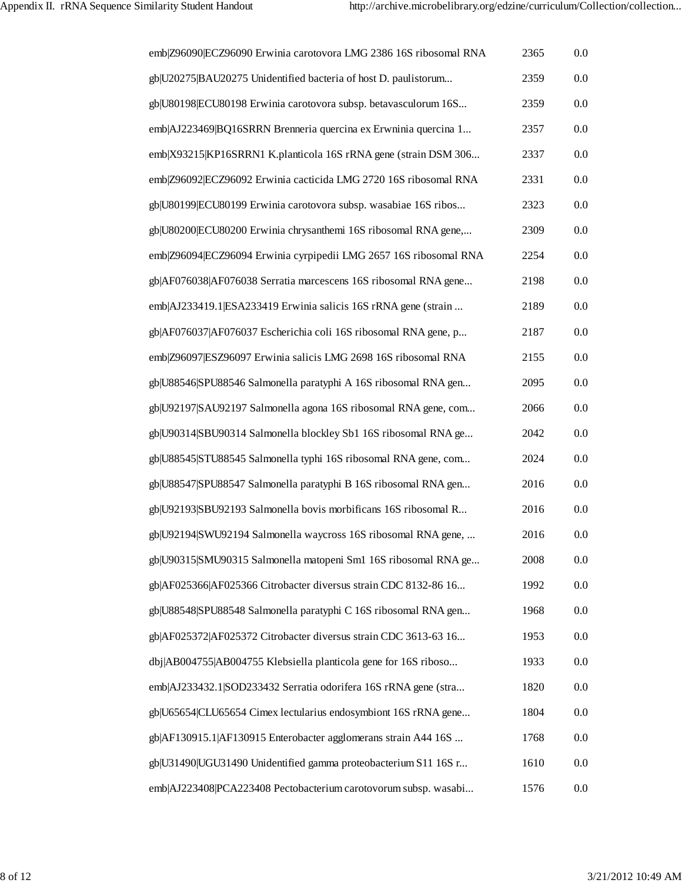| | | |
|---|---|---|
| emb|Z96090|ECZ96090 Erwinia carotovora LMG 2386 16S ribosomal RNA | 2365 | 0.0 |
| gb|U20275|BAU20275 Unidentified bacteria of host D. paulistorum... | 2359 | 0.0 |
| gb|U80198|ECU80198 Erwinia carotovora subsp. betavasculorum 16S... | 2359 | 0.0 |
| emb|AJ223469|BQ16SRRN Brenneria quercina ex Erwninia quercina 1... | 2357 | 0.0 |
| emb|X93215|KP16SRRN1 K.planticola 16S rRNA gene (strain DSM 306... | 2337 | 0.0 |
| emb|Z96092|ECZ96092 Erwinia cacticida LMG 2720 16S ribosomal RNA | 2331 | 0.0 |
| gb|U80199|ECU80199 Erwinia carotovora subsp. wasabiae 16S ribos... | 2323 | 0.0 |
| gb|U80200|ECU80200 Erwinia chrysanthemi 16S ribosomal RNA gene,... | 2309 | 0.0 |
| emb|Z96094|ECZ96094 Erwinia cyrpipedii LMG 2657 16S ribosomal RNA | 2254 | 0.0 |
| gb|AF076038|AF076038 Serratia marcescens 16S ribosomal RNA gene... | 2198 | 0.0 |
| emb|AJ233419.1|ESA233419 Erwinia salicis 16S rRNA gene (strain ... | 2189 | 0.0 |
| gb|AF076037|AF076037 Escherichia coli 16S ribosomal RNA gene, p... | 2187 | 0.0 |
| emb|Z96097|ESZ96097 Erwinia salicis LMG 2698 16S ribosomal RNA | 2155 | 0.0 |
| gb|U88546|SPU88546 Salmonella paratyphi A 16S ribosomal RNA gen... | 2095 | 0.0 |
| gb|U92197|SAU92197 Salmonella agona 16S ribosomal RNA gene, com... | 2066 | 0.0 |
| gb|U90314|SBU90314 Salmonella blockley Sb1 16S ribosomal RNA ge... | 2042 | 0.0 |
| gb|U88545|STU88545 Salmonella typhi 16S ribosomal RNA gene, com... | 2024 | 0.0 |
| gb|U88547|SPU88547 Salmonella paratyphi B 16S ribosomal RNA gen... | 2016 | 0.0 |
| gb|U92193|SBU92193 Salmonella bovis morbificans 16S ribosomal R... | 2016 | 0.0 |
| gb|U92194|SWU92194 Salmonella waycross 16S ribosomal RNA gene, ... | 2016 | 0.0 |
| gb|U90315|SMU90315 Salmonella matopeni Sm1 16S ribosomal RNA ge... | 2008 | 0.0 |
| gb|AF025366|AF025366 Citrobacter diversus strain CDC 8132-86 16... | 1992 | 0.0 |
| gb|U88548|SPU88548 Salmonella paratyphi C 16S ribosomal RNA gen... | 1968 | 0.0 |
| gb|AF025372|AF025372 Citrobacter diversus strain CDC 3613-63 16... | 1953 | 0.0 |
| dbj|AB004755|AB004755 Klebsiella planticola gene for 16S riboso... | 1933 | 0.0 |
| emb|AJ233432.1|SOD233432 Serratia odorifera 16S rRNA gene (stra... | 1820 | 0.0 |
| gb|U65654|CLU65654 Cimex lectularius endosymbiont 16S rRNA gene... | 1804 | 0.0 |
| gb|AF130915.1|AF130915 Enterobacter agglomerans strain A44 16S ... | 1768 | 0.0 |
| gb|U31490|UGU31490 Unidentified gamma proteobacterium S11 16S r... | 1610 | 0.0 |
| emb|AJ223408|PCA223408 Pectobacterium carotovorum subsp. wasabi... | 1576 | 0.0 |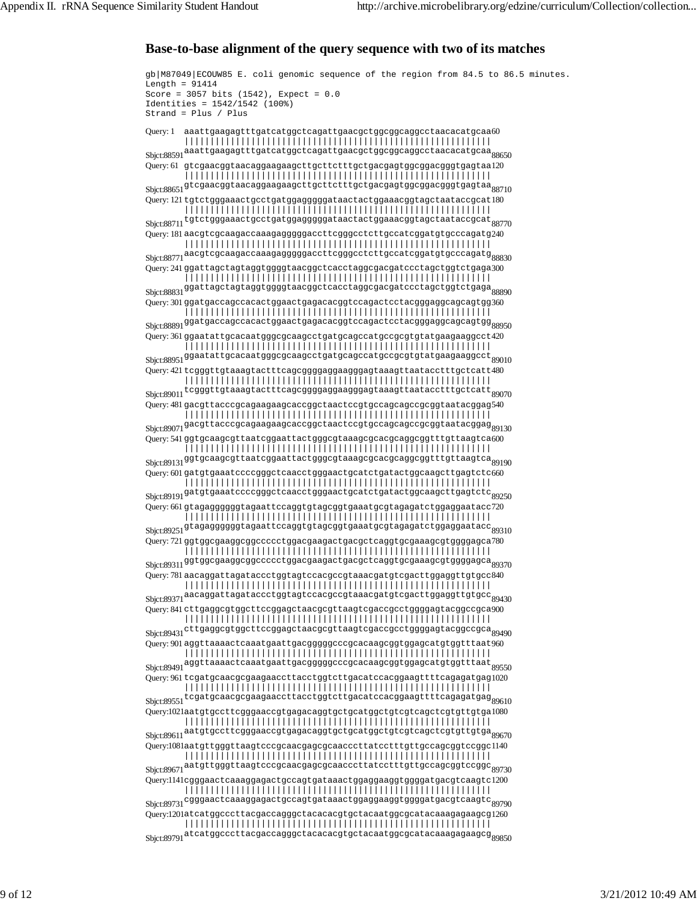## Base-to-base alignment of the query sequence with two of its matches

```
gb|M87049|ECOUW85 E. coli genomic sequence of the region from 84.5 to 86.5 minutes.
Length = 91414
Score = 3057 bits (1542), Expect = 0.0
Identities = 1542/1542 (100%)
Strand = Plus / Plus

Query: 1     aaattgaagagtttgatcatggctcagattgaacgctggcggcaggcctaacacatgcaa 60
             ||||||||||||||||||||||||||||||||||||||||||||||||||||||||||||
Sbjct:88591  aaattgaagagtttgatcatggctcagattgaacgctggcggcaggcctaacacatgcaa 88650
Query: 61    gtcgaacggtaacaggaagaagcttgcttctttgctgacgagtggcggacgggtgagtaa 120
             ||||||||||||||||||||||||||||||||||||||||||||||||||||||||||||
Sbjct:88651  gtcgaacggtaacaggaagaagcttgcttctttgctgacgagtggcggacgggtgagtaa 88710
Query: 121   tgtctgggaaactgcctgatggagggggataactactggaaacggtagctaataccgcat 180
             ||||||||||||||||||||||||||||||||||||||||||||||||||||||||||||
Sbjct:88711  tgtctgggaaactgcctgatggagggggataactactggaaacggtagctaataccgcat 88770
Query: 181   aacgtcgcaagaccaaagagggggaccttcgggcctcttgccatcggatgtgcccagatg 240
             ||||||||||||||||||||||||||||||||||||||||||||||||||||||||||||
Sbjct:88771  aacgtcgcaagaccaaagagggggaccttcgggcctcttgccatcggatgtgcccagatg 88830
Query: 241   ggattagctagtaggtggggtaacggctcacctaggcgacgatccctagctggtctgaga 300
             ||||||||||||||||||||||||||||||||||||||||||||||||||||||||||||
Sbjct:88831  ggattagctagtaggtggggtaacggctcacctaggcgacgatccctagctggtctgaga 88890
Query: 301   ggatgaccagccacactggaactgagacacggtccagactcctacgggaggcagcagtgg 360
             ||||||||||||||||||||||||||||||||||||||||||||||||||||||||||||
Sbjct:88891  ggatgaccagccacactggaactgagacacggtccagactcctacgggaggcagcagtgg 88950
Query: 361   ggaatattgcacaatgggcgcaagcctgatgcagccatgccgcgtgtatgaagaaggcct 420
             ||||||||||||||||||||||||||||||||||||||||||||||||||||||||||||
Sbjct:88951  ggaatattgcacaatgggcgcaagcctgatgcagccatgccgcgtgtatgaagaaggcct 89010
Query: 421   tcgggttgtaaagtactttcagcggggaggaagggagtaaagttaatacctttgctcatt 480
             ||||||||||||||||||||||||||||||||||||||||||||||||||||||||||||
Sbjct:89011  tcgggttgtaaagtactttcagcggggaggaagggagtaaagttaatacctttgctcatt 89070
Query: 481   gacgttacccgcagaagaagcaccggctaactccgtgccagcagccgcggtaatacggag 540
             ||||||||||||||||||||||||||||||||||||||||||||||||||||||||||||
Sbjct:89071  gacgttacccgcagaagaagcaccggctaactccgtgccagcagccgcggtaatacggag 89130
Query: 541   ggtgcaagcgttaatcggaattactgggcgtaaagcgcacgcaggcggtttgttaagtca 600
             ||||||||||||||||||||||||||||||||||||||||||||||||||||||||||||
Sbjct:89131  ggtgcaagcgttaatcggaattactgggcgtaaagcgcacgcaggcggtttgttaagtca 89190
Query: 601   gatgtgaaatccccgggctcaacctgggaactgcatctgatactggcaagcttgagtctc 660
             ||||||||||||||||||||||||||||||||||||||||||||||||||||||||||||
Sbjct:89191  gatgtgaaatccccgggctcaacctgggaactgcatctgatactggcaagcttgagtctc 89250
Query: 661   gtagaggggggtagaattccaggtgtagcggtgaaatgcgtagagatctggaggaatacc 720
             ||||||||||||||||||||||||||||||||||||||||||||||||||||||||||||
Sbjct:89251  gtagaggggggtagaattccaggtgtagcggtgaaatgcgtagagatctggaggaatacc 89310
Query: 721   ggtggcgaaggcggccccctggacgaagactgacgctcaggtgcgaaagcgtggggagca 780
             ||||||||||||||||||||||||||||||||||||||||||||||||||||||||||||
Sbjct:89311  ggtggcgaaggcggccccctggacgaagactgacgctcaggtgcgaaagcgtggggagca 89370
Query: 781   aacaggattagataccctggtagtccacgccgtaaacgatgtcgacttggaggttgtgcc 840
             ||||||||||||||||||||||||||||||||||||||||||||||||||||||||||||
Sbjct:89371  aacaggattagataccctggtagtccacgccgtaaacgatgtcgacttggaggttgtgcc 89430
Query: 841   cttgaggcgtggcttccggagctaacgcgttaagtcgaccgcctggggagtacggccgca 900
             ||||||||||||||||||||||||||||||||||||||||||||||||||||||||||||
Sbjct:89431  cttgaggcgtggcttccggagctaacgcgttaagtcgaccgcctggggagtacggccgca 89490
Query: 901   aggttaaaactcaaatgaattgacgggggcccgcacaagcggtggagcatgtggtttaat 960
             ||||||||||||||||||||||||||||||||||||||||||||||||||||||||||||
Sbjct:89491  aggttaaaactcaaatgaattgacgggggcccgcacaagcggtggagcatgtggtttaat 89550
Query: 961   tcgatgcaacgcgaagaaccttacctggtcttgacatccacggaagttttcagagatgag 1020
             ||||||||||||||||||||||||||||||||||||||||||||||||||||||||||||
Sbjct:89551  tcgatgcaacgcgaagaaccttacctggtcttgacatccacggaagttttcagagatgag 89610
Query:1021   aatgtgccttcgggaaccgtgagacaggtgctgcatggctgtcgtcagctcgtgttgtga 1080
             ||||||||||||||||||||||||||||||||||||||||||||||||||||||||||||
Sbjct:89611  aatgtgccttcgggaaccgtgagacaggtgctgcatggctgtcgtcagctcgtgttgtga 89670
Query:1081   aatgttgggttaagtcccgcaacgagcgcaacccttatcctttgttgccagcggtccggc 1140
             ||||||||||||||||||||||||||||||||||||||||||||||||||||||||||||
Sbjct:89671  aatgttgggttaagtcccgcaacgagcgcaacccttatcctttgttgccagcggtccggc 89730
Query:1141   cgggaactcaaaggagactgccagtgataaactggaggaaggtggggatgacgtcaagtc 1200
             ||||||||||||||||||||||||||||||||||||||||||||||||||||||||||||
Sbjct:89731  cgggaactcaaaggagactgccagtgataaactggaggaaggtggggatgacgtcaagtc 89790
Query:1201   atcatggcccttacgaccagggctacacacgtgctacaatggcgcatacaaagagaagcg 1260
             ||||||||||||||||||||||||||||||||||||||||||||||||||||||||||||
Sbjct:89791  atcatggcccttacgaccagggctacacacgtgctacaatggcgcatacaaagagaagcg 89850
```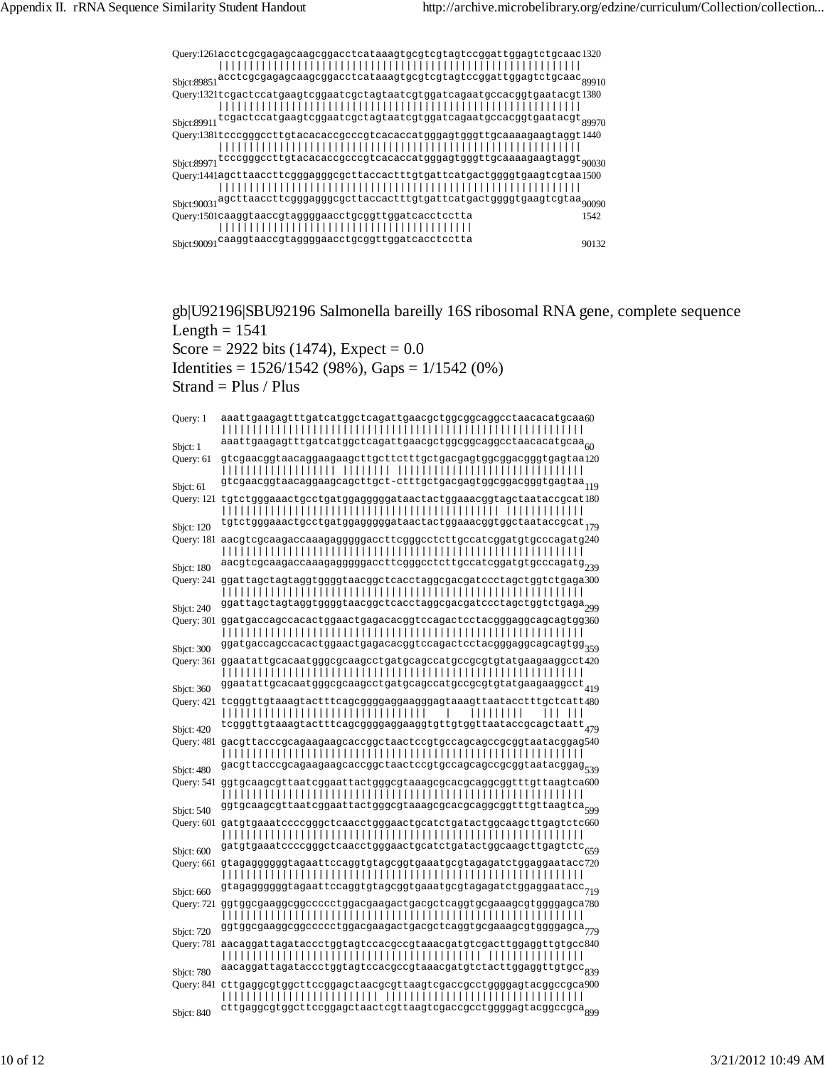```
Query:1261  acctcgcgagagcaagcggacctcataaagtgcgtcgtagtccggattggagtctgcaac  1320
            ||||||||||||||||||||||||||||||||||||||||||||||||||||||||||||
Sbjct:89851 acctcgcgagagcaagcggacctcataaagtgcgtcgtagtccggattggagtctgcaac  89910
Query:1321  tcgactccatgaagtcggaatcgctagtaatcgtggatcagaatgccacggtgaatacgt  1380
            ||||||||||||||||||||||||||||||||||||||||||||||||||||||||||||
Sbjct:89911 tcgactccatgaagtcggaatcgctagtaatcgtggatcagaatgccacggtgaatacgt  89970
Query:1381  tcccgggccttgtacacaccgcccgtcacaccatgggagtgggttgcaaaagaagtaggt  1440
            ||||||||||||||||||||||||||||||||||||||||||||||||||||||||||||
Sbjct:89971 tcccgggccttgtacacaccgcccgtcacaccatgggagtgggttgcaaaagaagtaggt  90030
Query:1441  agcttaaccttcgggagggcgcttaccactttgtgattcatgactggggtgaagtcgtaa  1500
            ||||||||||||||||||||||||||||||||||||||||||||||||||||||||||||
Sbjct:90031 agcttaaccttcgggagggcgcttaccactttgtgattcatgactggggtgaagtcgtaa  90090
Query:1501  caaggtaaccgtaggggaacctgcggttggatcacctcctta  1542
            ||||||||||||||||||||||||||||||||||||||||||
Sbjct:90091 caaggtaaccgtaggggaacctgcggttggatcacctcctta  90132
```

gb|U92196|SBU92196 Salmonella bareilly 16S ribosomal RNA gene, complete sequence
Length = 1541
Score = 2922 bits (1474), Expect = 0.0
Identities = 1526/1542 (98%), Gaps = 1/1542 (0%)
Strand = Plus / Plus

```
Query: 1    aaattgaagagtttgatcatggctcagattgaacgctggcggcaggcctaacacatgcaa  60
            ||||||||||||||||||||||||||||||||||||||||||||||||||||||||||||
Sbjct: 1    aaattgaagagtttgatcatggctcagattgaacgctggcggcaggcctaacacatgcaa  60
Query: 61   gtcgaacggtaacaggaagaagcttgcttctttgctgacgagtggcggacgggtgagtaa  120
            |||||||||||||||||| |||||||| |||||||||||||||||||||||||||||||
Sbjct: 61   gtcgaacggtaacaggaagcagcttgct-ctttgctgacgagtggcggacgggtgagtaa  119
Query: 121  tgtctgggaaactgcctgatggagggggataactactggaaacggtagctaataccgcat  180
            |||||||||||||||||||||||||||||||||||||||||||||| |||||||||||||
Sbjct: 120  tgtctgggaaactgcctgatggagggggataactactggaaacggtggctaataccgcat  179
Query: 181  aacgtcgcaagaccaaagagggggaccttcgggcctcttgccatcggatgtgcccagatg  240
            ||||||||||||||||||||||||||||||||||||||||||||||||||||||||||||
Sbjct: 180  aacgtcgcaagaccaaagagggggaccttcgggcctcttgccatcggatgtgcccagatg  239
Query: 241  ggattagctagtaggtggggtaacggctcacctaggcgacgatccctagctggtctgaga  300
            ||||||||||||||||||||||||||||||||||||||||||||||||||||||||||||
Sbjct: 240  ggattagctagtaggtggggtaacggctcacctaggcgacgatccctagctggtctgaga  299
Query: 301  ggatgaccagccacactggaactgagacacggtccagactcctacgggaggcagcagtgg  360
            ||||||||||||||||||||||||||||||||||||||||||||||||||||||||||||
Sbjct: 300  ggatgaccagccacactggaactgagacacggtccagactcctacgggaggcagcagtgg  359
Query: 361  ggaatattgcacaatgggcgcaagcctgatgcagccatgccgcgtgtatgaagaaggcct  420
            ||||||||||||||||||||||||||||||||||||||||||||||||||||||||||||
Sbjct: 360  ggaatattgcacaatgggcgcaagcctgatgcagccatgccgcgtgtatgaagaaggcct  419
Query: 421  tcgggttgtaaagtactttcagcggggaggaagggagtaaagttaatacctttgctcatt  480
            |||||||||||||||||||||||||||||||||    |    |||||||||    ||| |||
Sbjct: 420  tcgggttgtaaagtactttcagcggggaggaaggtgttgtggttaataccgcagctaatt  479
Query: 481  gacgttacccgcagaagaagcaccggctaactccgtgccagcagccgcggtaatacggag  540
            ||||||||||||||||||||||||||||||||||||||||||||||||||||||||||||
Sbjct: 480  gacgttacccgcagaagaagcaccggctaactccgtgccagcagccgcggtaatacggag  539
Query: 541  ggtgcaagcgttaatcggaattactgggcgtaaagcgcacgcaggcggtttgttaagtca  600
            ||||||||||||||||||||||||||||||||||||||||||||||||||||||||||||
Sbjct: 540  ggtgcaagcgttaatcggaattactgggcgtaaagcgcacgcaggcggtttgttaagtca  599
Query: 601  gatgtgaaatccccgggctcaacctgggaactgcatctgatactggcaagcttgagtctc  660
            ||||||||||||||||||||||||||||||||||||||||||||||||||||||||||||
Sbjct: 600  gatgtgaaatccccgggctcaacctgggaactgcatctgatactggcaagcttgagtctc  659
Query: 661  gtagaggggggtagaattccaggtgtagcggtgaaatgcgtagagatctggaggaatacc  720
            ||||||||||||||||||||||||||||||||||||||||||||||||||||||||||||
Sbjct: 660  gtagaggggggtagaattccaggtgtagcggtgaaatgcgtagagatctggaggaatacc  719
Query: 721  ggtggcgaaggcggccccctggacgaagactgacgctcaggtgcgaaagcgtggggagca  780
            ||||||||||||||||||||||||||||||||||||||||||||||||||||||||||||
Sbjct: 720  ggtggcgaaggcggccccctggacgaagactgacgctcaggtgcgaaagcgtggggagca  779
Query: 781  aacaggattagataccctggtagtccacgccgtaaacgatgtcgacttggaggttgtgcc  840
            ||||||||||||||||||||||||||||||||||||||||||| |||||||||||||||
Sbjct: 780  aacaggattagataccctggtagtccacgccgtaaacgatgtctacttggaggttgtgcc  839
Query: 841  cttgaggcgtggcttccggagctaacgcgttaagtcgaccgcctggggagtacggccgca  900
            ||||||||||||||||||||||||| ||||||||||||||||||||||||||||||||||
Sbjct: 840  cttgaggcgtggcttccggagctaactcgttaagtcgaccgcctggggagtacggccgca  899
```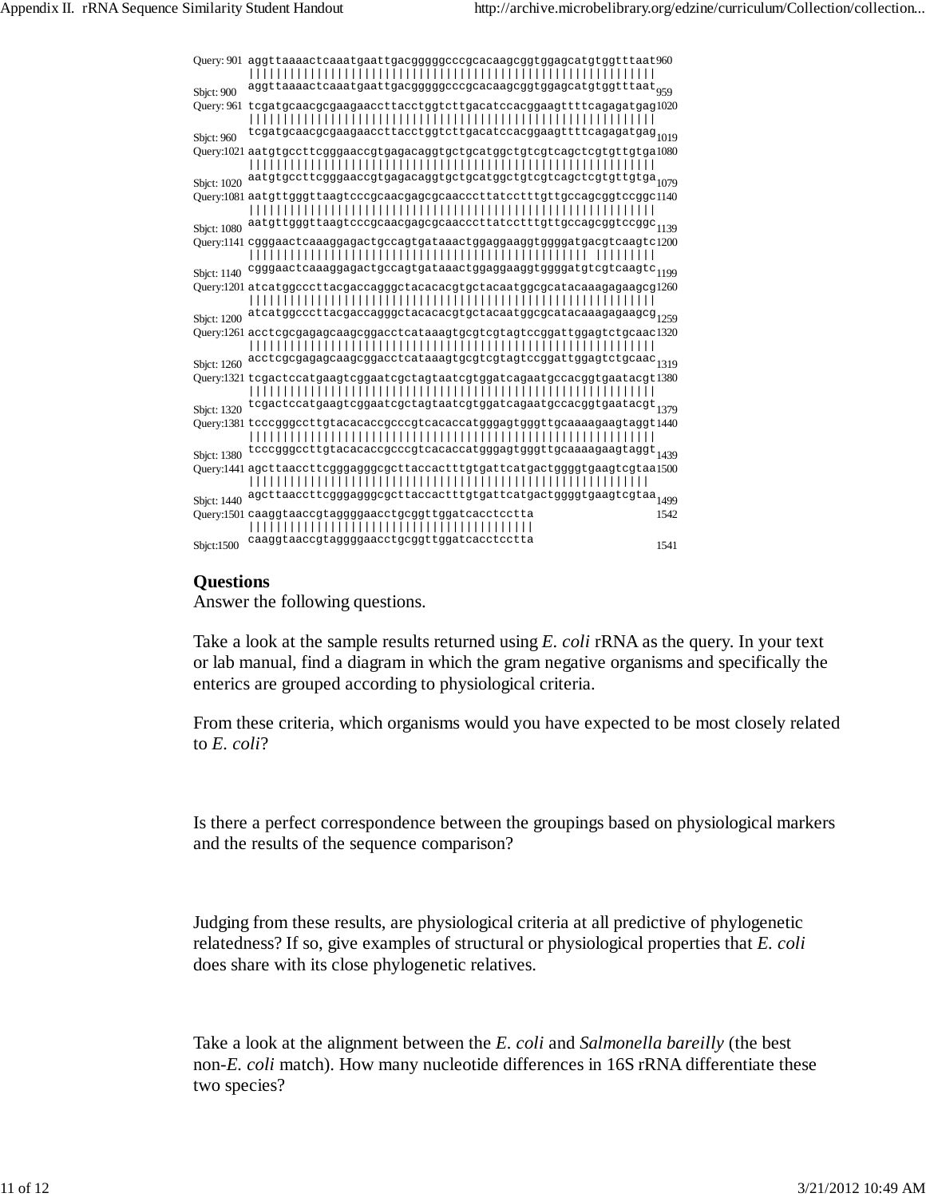```
Query: 901  aggttaaaactcaaatgaattgacgggggcccgcacaagcggtggagcatgtggtttaat 960
            ||||||||||||||||||||||||||||||||||||||||||||||||||||||||||||
Sbjct: 900  aggttaaaactcaaatgaattgacgggggcccgcacaagcggtggagcatgtggtttaat 959
Query: 961  tcgatgcaacgcgaagaaccttacctggtcttgacatccacggaagttttcagagatgag 1020
            ||||||||||||||||||||||||||||||||||||||||||||||||||||||||||||
Sbjct: 960  tcgatgcaacgcgaagaaccttacctggtcttgacatccacggaagttttcagagatgag 1019
Query:1021  aatgtgccttcgggaaccgtgagacaggtgctgcatggctgtcgtcagctcgtgttgtga 1080
            ||||||||||||||||||||||||||||||||||||||||||||||||||||||||||||
Sbjct: 1020 aatgtgccttcgggaaccgtgagacaggtgctgcatggctgtcgtcagctcgtgttgtga 1079
Query:1081  aatgttgggttaagtcccgcaacgagcgcaacccttatcctttgttgccagcggtccggc 1140
            ||||||||||||||||||||||||||||||||||||||||||||||||||||||||||||
Sbjct: 1080 aatgttgggttaagtcccgcaacgagcgcaacccttatcctttgttgccagcggtccggc 1139
Query:1141  cgggaactcaaaggagactgccagtgataaactggaggaaggtggggatgacgtcaagtc 1200
            ||||||||||||||||||||||||||||||||||||||||||||||||||| ||||||||
Sbjct: 1140 cgggaactcaaaggagactgccagtgataaactggaggaaggtggggatgtcgtcaagtc 1199
Query:1201  atcatggcccttacgaccagggctacacacgtgctacaatggcgcatacaaagagaagcg 1260
            ||||||||||||||||||||||||||||||||||||||||||||||||||||||||||||
Sbjct: 1200 atcatggcccttacgaccagggctacacacgtgctacaatggcgcatacaaagagaagcg 1259
Query:1261  acctcgcgagagcaagcggacctcataaagtgcgtcgtagtccggattggagtctgcaac 1320
            ||||||||||||||||||||||||||||||||||||||||||||||||||||||||||||
Sbjct: 1260 acctcgcgagagcaagcggacctcataaagtgcgtcgtagtccggattggagtctgcaac 1319
Query:1321  tcgactccatgaagtcggaatcgctagtaatcgtggatcagaatgccacggtgaatacgt 1380
            ||||||||||||||||||||||||||||||||||||||||||||||||||||||||||||
Sbjct: 1320 tcgactccatgaagtcggaatcgctagtaatcgtggatcagaatgccacggtgaatacgt 1379
Query:1381  tcccgggccttgtacacaccgcccgtcacaccatgggagtgggttgcaaaagaagtaggt 1440
            ||||||||||||||||||||||||||||||||||||||||||||||||||||||||||||
Sbjct: 1380 tcccgggccttgtacacaccgcccgtcacaccatgggagtgggttgcaaaagaagtaggt 1439
Query:1441  agcttaaccttcgggagggcgcttaccactttgtgattcatgactggggtgaagtcgtaa 1500
            ||||||||||||||||||||||||||||||||||||||||||||||||||||||||||||
Sbjct: 1440 agcttaaccttcgggagggcgcttaccactttgtgattcatgactggggtgaagtcgtaa 1499
Query:1501  caaggtaaccgtaggggaacctgcggttggatcacctcctta 1542
            ||||||||||||||||||||||||||||||||||||||||||
Sbjct:1500  caaggtaaccgtaggggaacctgcggttggatcacctcctta 1541
```

## Questions

Answer the following questions.

Take a look at the sample results returned using *E. coli* rRNA as the query. In your text or lab manual, find a diagram in which the gram negative organisms and specifically the enterics are grouped according to physiological criteria.

From these criteria, which organisms would you have expected to be most closely related to *E. coli*?

Is there a perfect correspondence between the groupings based on physiological markers and the results of the sequence comparison?

Judging from these results, are physiological criteria at all predictive of phylogenetic relatedness? If so, give examples of structural or physiological properties that *E. coli* does share with its close phylogenetic relatives.

Take a look at the alignment between the *E. coli* and *Salmonella bareilly* (the best non-*E. coli* match). How many nucleotide differences in 16S rRNA differentiate these two species?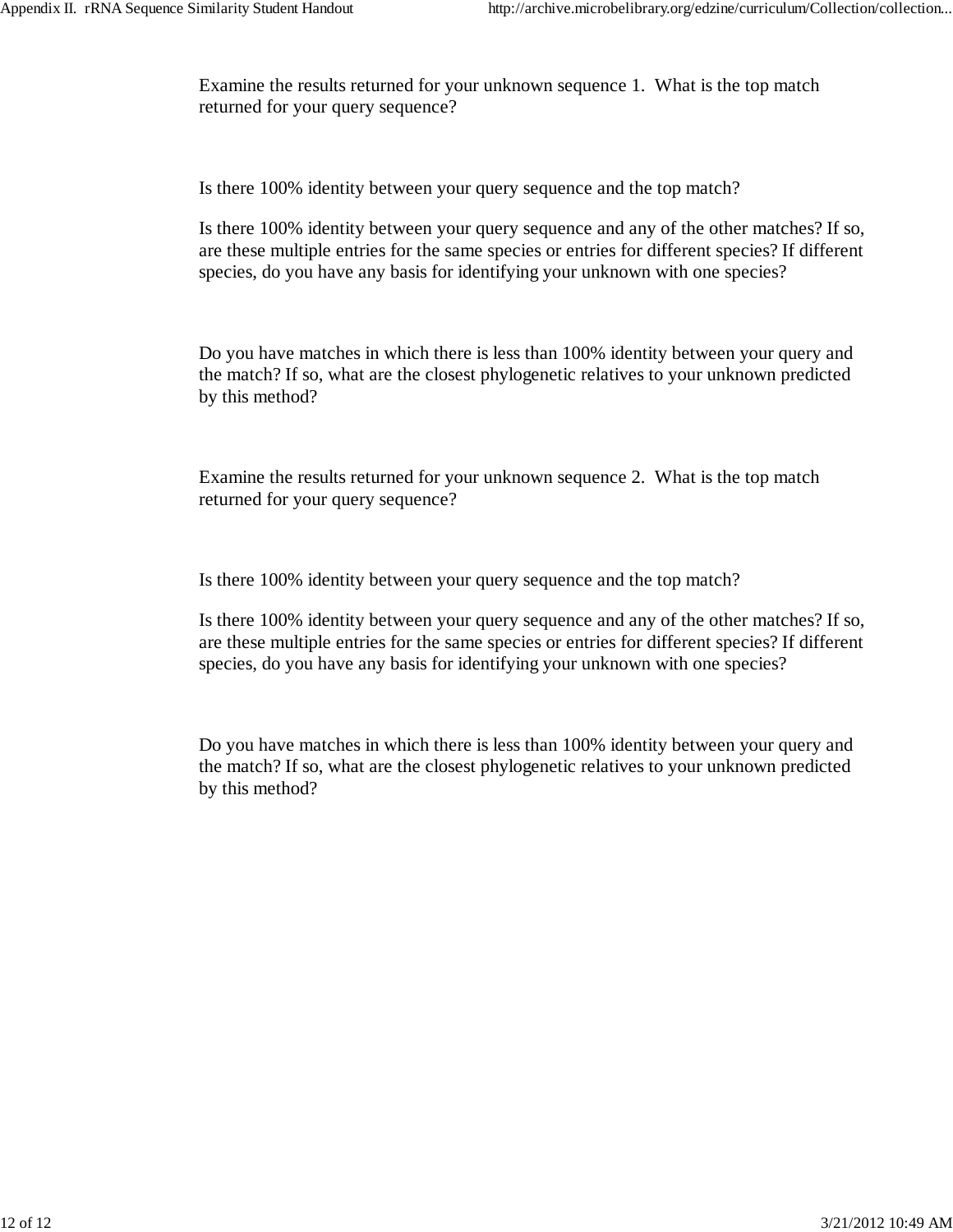Examine the results returned for your unknown sequence 1. What is the top match returned for your query sequence?

Is there 100% identity between your query sequence and the top match?

Is there 100% identity between your query sequence and any of the other matches? If so, are these multiple entries for the same species or entries for different species? If different species, do you have any basis for identifying your unknown with one species?

Do you have matches in which there is less than 100% identity between your query and the match? If so, what are the closest phylogenetic relatives to your unknown predicted by this method?

Examine the results returned for your unknown sequence 2. What is the top match returned for your query sequence?

Is there 100% identity between your query sequence and the top match?

Is there 100% identity between your query sequence and any of the other matches? If so, are these multiple entries for the same species or entries for different species? If different species, do you have any basis for identifying your unknown with one species?

Do you have matches in which there is less than 100% identity between your query and the match? If so, what are the closest phylogenetic relatives to your unknown predicted by this method?